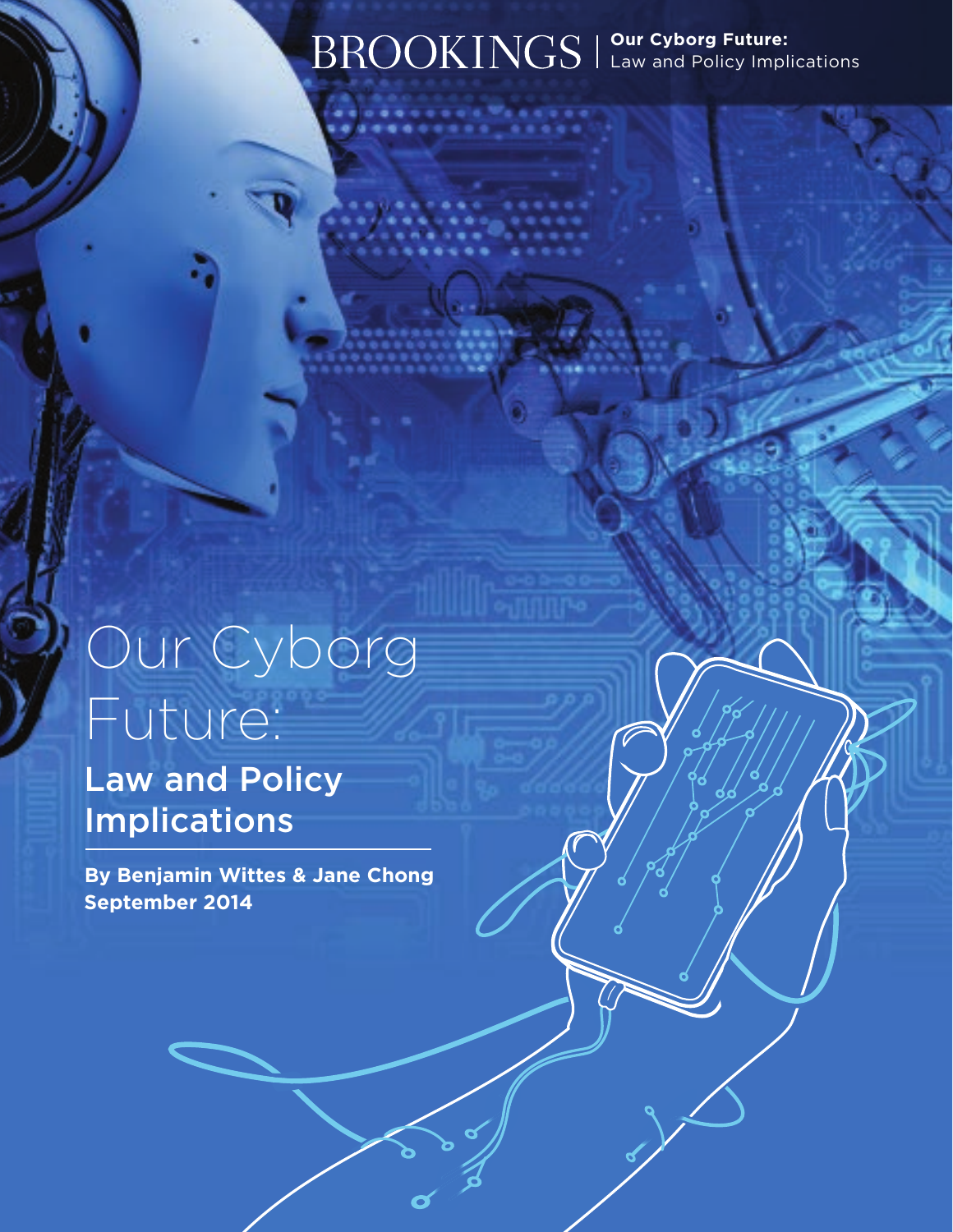BROOKINGS | **Our Cyborg Future:** Law and Policy Implications

# Our Cyborg Future:

## Law and Policy Implications

**By Benjamin Wittes & Jane Chong**
**September 2014**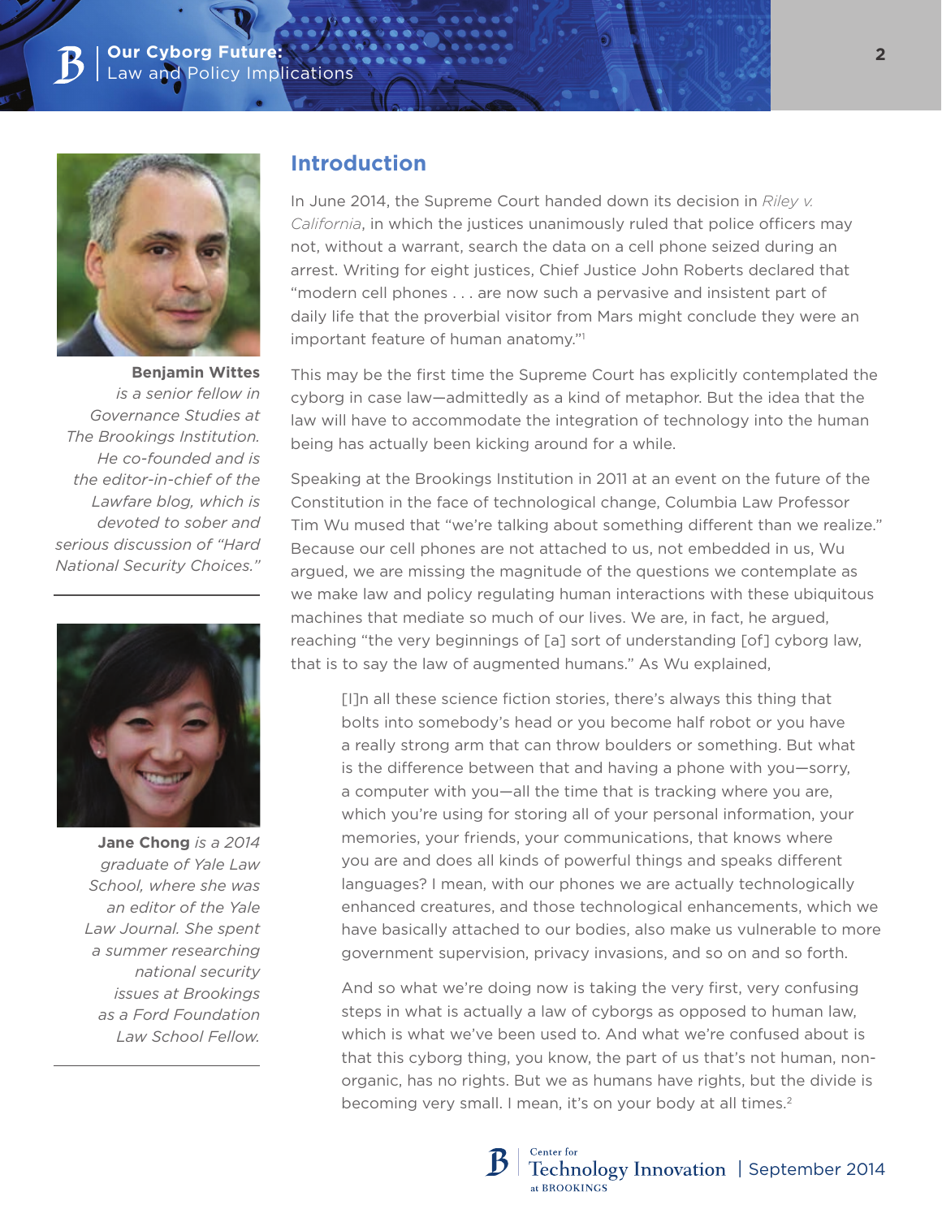**Benjamin Wittes** *is a senior fellow in Governance Studies at The Brookings Institution. He co-founded and is the editor-in-chief of the Lawfare blog, which is devoted to sober and serious discussion of "Hard National Security Choices."*

**Jane Chong** *is a 2014 graduate of Yale Law School, where she was an editor of the Yale Law Journal. She spent a summer researching national security issues at Brookings as a Ford Foundation Law School Fellow.*

## Introduction

In June 2014, the Supreme Court handed down its decision in *Riley v. California*, in which the justices unanimously ruled that police officers may not, without a warrant, search the data on a cell phone seized during an arrest. Writing for eight justices, Chief Justice John Roberts declared that "modern cell phones . . . are now such a pervasive and insistent part of daily life that the proverbial visitor from Mars might conclude they were an important feature of human anatomy."[1]

This may be the first time the Supreme Court has explicitly contemplated the cyborg in case law—admittedly as a kind of metaphor. But the idea that the law will have to accommodate the integration of technology into the human being has actually been kicking around for a while.

Speaking at the Brookings Institution in 2011 at an event on the future of the Constitution in the face of technological change, Columbia Law Professor Tim Wu mused that "we're talking about something different than we realize." Because our cell phones are not attached to us, not embedded in us, Wu argued, we are missing the magnitude of the questions we contemplate as we make law and policy regulating human interactions with these ubiquitous machines that mediate so much of our lives. We are, in fact, he argued, reaching "the very beginnings of [a] sort of understanding [of] cyborg law, that is to say the law of augmented humans." As Wu explained,

> [I]n all these science fiction stories, there's always this thing that bolts into somebody's head or you become half robot or you have a really strong arm that can throw boulders or something. But what is the difference between that and having a phone with you—sorry, a computer with you—all the time that is tracking where you are, which you're using for storing all of your personal information, your memories, your friends, your communications, that knows where you are and does all kinds of powerful things and speaks different languages? I mean, with our phones we are actually technologically enhanced creatures, and those technological enhancements, which we have basically attached to our bodies, also make us vulnerable to more government supervision, privacy invasions, and so on and so forth.
>
> And so what we're doing now is taking the very first, very confusing steps in what is actually a law of cyborgs as opposed to human law, which is what we've been used to. And what we're confused about is that this cyborg thing, you know, the part of us that's not human, non-organic, has no rights. But we as humans have rights, but the divide is becoming very small. I mean, it's on your body at all times.[2]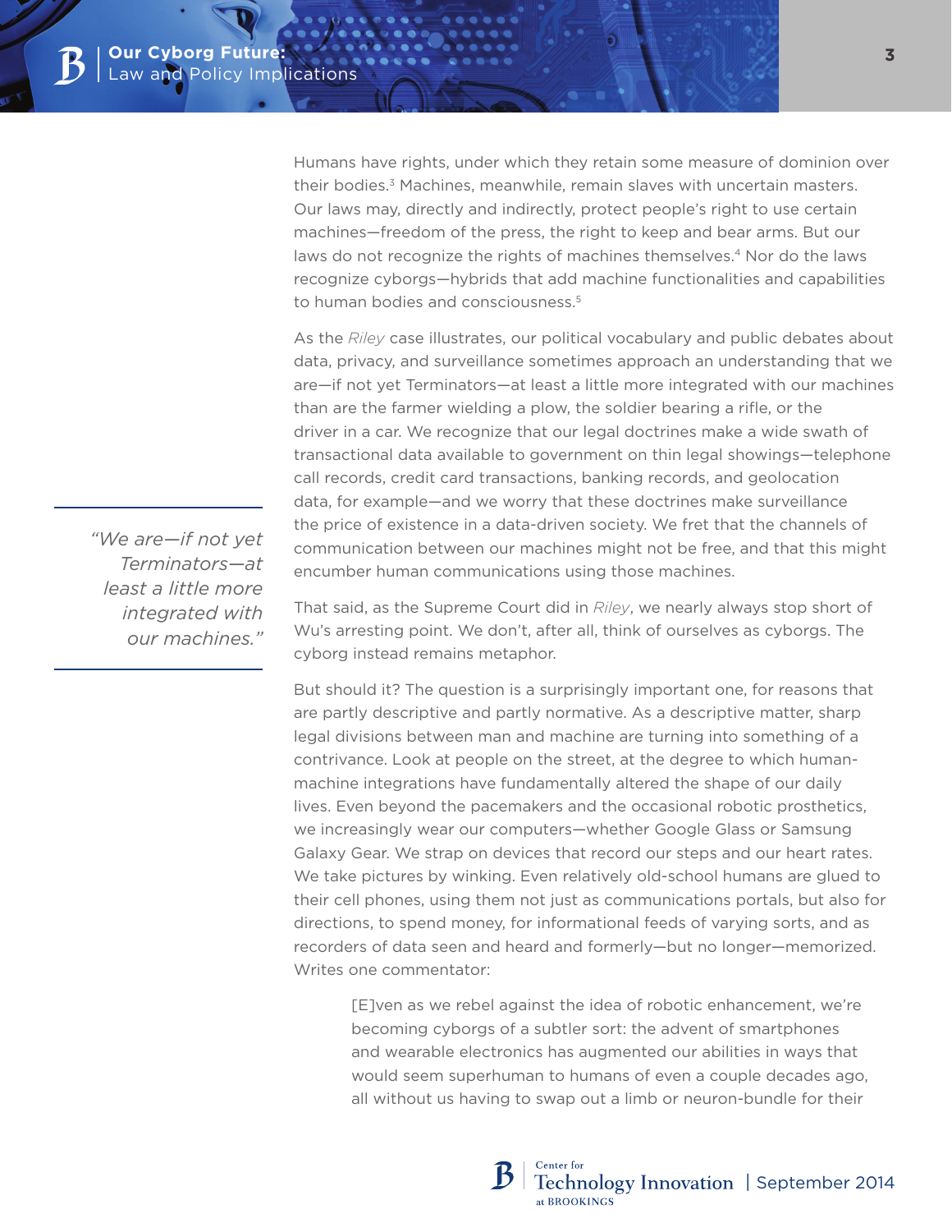Humans have rights, under which they retain some measure of dominion over their bodies.[3] Machines, meanwhile, remain slaves with uncertain masters. Our laws may, directly and indirectly, protect people's right to use certain machines—freedom of the press, the right to keep and bear arms. But our laws do not recognize the rights of machines themselves.[4] Nor do the laws recognize cyborgs—hybrids that add machine functionalities and capabilities to human bodies and consciousness.[5]

As the *Riley* case illustrates, our political vocabulary and public debates about data, privacy, and surveillance sometimes approach an understanding that we are—if not yet Terminators—at least a little more integrated with our machines than are the farmer wielding a plow, the soldier bearing a rifle, or the driver in a car. We recognize that our legal doctrines make a wide swath of transactional data available to government on thin legal showings—telephone call records, credit card transactions, banking records, and geolocation data, for example—and we worry that these doctrines make surveillance the price of existence in a data-driven society. We fret that the channels of communication between our machines might not be free, and that this might encumber human communications using those machines.

> *"We are—if not yet Terminators—at least a little more integrated with our machines."*

That said, as the Supreme Court did in *Riley*, we nearly always stop short of Wu's arresting point. We don't, after all, think of ourselves as cyborgs. The cyborg instead remains metaphor.

But should it? The question is a surprisingly important one, for reasons that are partly descriptive and partly normative. As a descriptive matter, sharp legal divisions between man and machine are turning into something of a contrivance. Look at people on the street, at the degree to which human-machine integrations have fundamentally altered the shape of our daily lives. Even beyond the pacemakers and the occasional robotic prosthetics, we increasingly wear our computers—whether Google Glass or Samsung Galaxy Gear. We strap on devices that record our steps and our heart rates. We take pictures by winking. Even relatively old-school humans are glued to their cell phones, using them not just as communications portals, but also for directions, to spend money, for informational feeds of varying sorts, and as recorders of data seen and heard and formerly—but no longer—memorized. Writes one commentator:

> [E]ven as we rebel against the idea of robotic enhancement, we're becoming cyborgs of a subtler sort: the advent of smartphones and wearable electronics has augmented our abilities in ways that would seem superhuman to humans of even a couple decades ago, all without us having to swap out a limb or neuron-bundle for their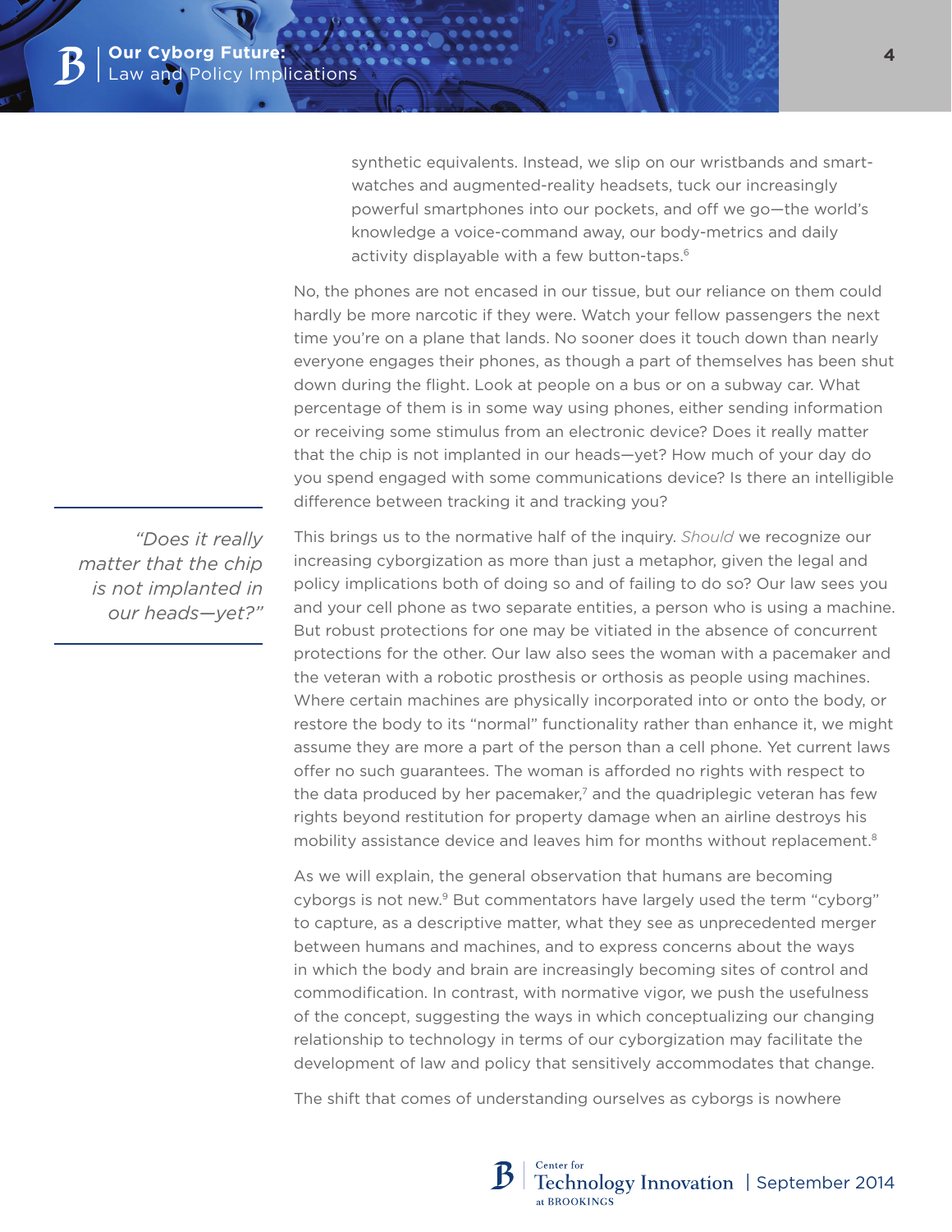> synthetic equivalents. Instead, we slip on our wristbands and smart-watches and augmented-reality headsets, tuck our increasingly powerful smartphones into our pockets, and off we go—the world's knowledge a voice-command away, our body-metrics and daily activity displayable with a few button-taps.[6]

No, the phones are not encased in our tissue, but our reliance on them could hardly be more narcotic if they were. Watch your fellow passengers the next time you're on a plane that lands. No sooner does it touch down than nearly everyone engages their phones, as though a part of themselves has been shut down during the flight. Look at people on a bus or on a subway car. What percentage of them is in some way using phones, either sending information or receiving some stimulus from an electronic device? Does it really matter that the chip is not implanted in our heads—yet? How much of your day do you spend engaged with some communications device? Is there an intelligible difference between tracking it and tracking you?

*"Does it really matter that the chip is not implanted in our heads—yet?"*

This brings us to the normative half of the inquiry. *Should* we recognize our increasing cyborgization as more than just a metaphor, given the legal and policy implications both of doing so and of failing to do so? Our law sees you and your cell phone as two separate entities, a person who is using a machine. But robust protections for one may be vitiated in the absence of concurrent protections for the other. Our law also sees the woman with a pacemaker and the veteran with a robotic prosthesis or orthosis as people using machines. Where certain machines are physically incorporated into or onto the body, or restore the body to its "normal" functionality rather than enhance it, we might assume they are more a part of the person than a cell phone. Yet current laws offer no such guarantees. The woman is afforded no rights with respect to the data produced by her pacemaker,[7] and the quadriplegic veteran has few rights beyond restitution for property damage when an airline destroys his mobility assistance device and leaves him for months without replacement.[8]

As we will explain, the general observation that humans are becoming cyborgs is not new.[9] But commentators have largely used the term "cyborg" to capture, as a descriptive matter, what they see as unprecedented merger between humans and machines, and to express concerns about the ways in which the body and brain are increasingly becoming sites of control and commodification. In contrast, with normative vigor, we push the usefulness of the concept, suggesting the ways in which conceptualizing our changing relationship to technology in terms of our cyborgization may facilitate the development of law and policy that sensitively accommodates that change.

The shift that comes of understanding ourselves as cyborgs is nowhere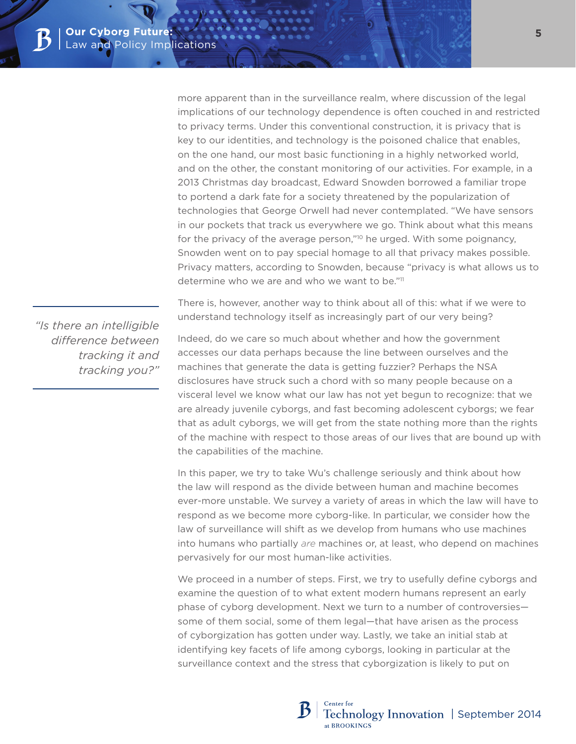more apparent than in the surveillance realm, where discussion of the legal implications of our technology dependence is often couched in and restricted to privacy terms. Under this conventional construction, it is privacy that is key to our identities, and technology is the poisoned chalice that enables, on the one hand, our most basic functioning in a highly networked world, and on the other, the constant monitoring of our activities. For example, in a 2013 Christmas day broadcast, Edward Snowden borrowed a familiar trope to portend a dark fate for a society threatened by the popularization of technologies that George Orwell had never contemplated. "We have sensors in our pockets that track us everywhere we go. Think about what this means for the privacy of the average person,"[10] he urged. With some poignancy, Snowden went on to pay special homage to all that privacy makes possible. Privacy matters, according to Snowden, because "privacy is what allows us to determine who we are and who we want to be."[11]

There is, however, another way to think about all of this: what if we were to understand technology itself as increasingly part of our very being?

> *"Is there an intelligible difference between tracking it and tracking you?"*

Indeed, do we care so much about whether and how the government accesses our data perhaps because the line between ourselves and the machines that generate the data is getting fuzzier? Perhaps the NSA disclosures have struck such a chord with so many people because on a visceral level we know what our law has not yet begun to recognize: that we are already juvenile cyborgs, and fast becoming adolescent cyborgs; we fear that as adult cyborgs, we will get from the state nothing more than the rights of the machine with respect to those areas of our lives that are bound up with the capabilities of the machine.

In this paper, we try to take Wu's challenge seriously and think about how the law will respond as the divide between human and machine becomes ever-more unstable. We survey a variety of areas in which the law will have to respond as we become more cyborg-like. In particular, we consider how the law of surveillance will shift as we develop from humans who use machines into humans who partially *are* machines or, at least, who depend on machines pervasively for our most human-like activities.

We proceed in a number of steps. First, we try to usefully define cyborgs and examine the question of to what extent modern humans represent an early phase of cyborg development. Next we turn to a number of controversies—some of them social, some of them legal—that have arisen as the process of cyborgization has gotten under way. Lastly, we take an initial stab at identifying key facets of life among cyborgs, looking in particular at the surveillance context and the stress that cyborgization is likely to put on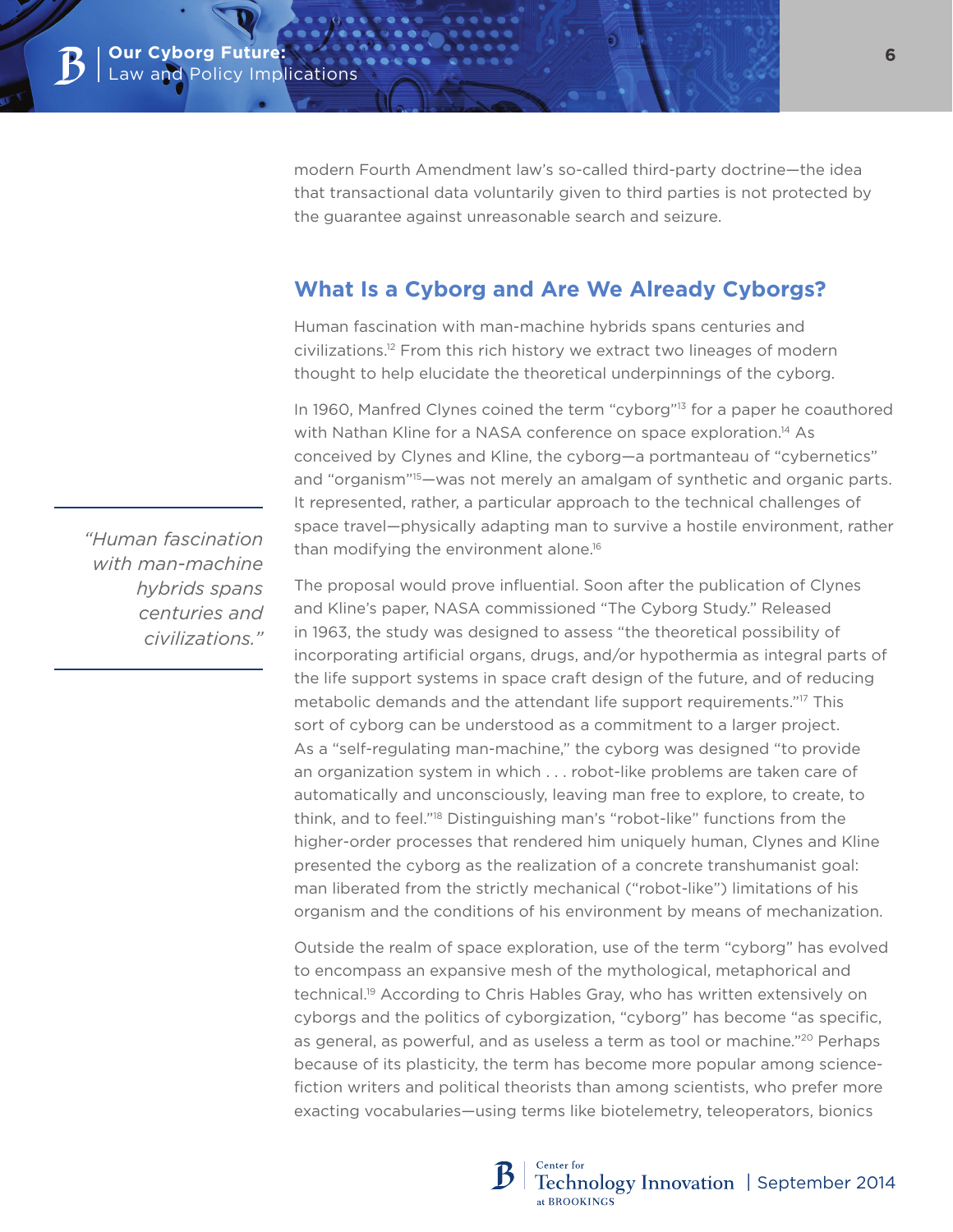modern Fourth Amendment law's so-called third-party doctrine—the idea that transactional data voluntarily given to third parties is not protected by the guarantee against unreasonable search and seizure.

## What Is a Cyborg and Are We Already Cyborgs?

Human fascination with man-machine hybrids spans centuries and civilizations.[12] From this rich history we extract two lineages of modern thought to help elucidate the theoretical underpinnings of the cyborg.

In 1960, Manfred Clynes coined the term "cyborg"[13] for a paper he coauthored with Nathan Kline for a NASA conference on space exploration.[14] As conceived by Clynes and Kline, the cyborg—a portmanteau of "cybernetics" and "organism"[15]—was not merely an amalgam of synthetic and organic parts. It represented, rather, a particular approach to the technical challenges of space travel—physically adapting man to survive a hostile environment, rather than modifying the environment alone.[16]

> *"Human fascination with man-machine hybrids spans centuries and civilizations."*

The proposal would prove influential. Soon after the publication of Clynes and Kline's paper, NASA commissioned "The Cyborg Study." Released in 1963, the study was designed to assess "the theoretical possibility of incorporating artificial organs, drugs, and/or hypothermia as integral parts of the life support systems in space craft design of the future, and of reducing metabolic demands and the attendant life support requirements."[17] This sort of cyborg can be understood as a commitment to a larger project. As a "self-regulating man-machine," the cyborg was designed "to provide an organization system in which . . . robot-like problems are taken care of automatically and unconsciously, leaving man free to explore, to create, to think, and to feel."[18] Distinguishing man's "robot-like" functions from the higher-order processes that rendered him uniquely human, Clynes and Kline presented the cyborg as the realization of a concrete transhumanist goal: man liberated from the strictly mechanical ("robot-like") limitations of his organism and the conditions of his environment by means of mechanization.

Outside the realm of space exploration, use of the term "cyborg" has evolved to encompass an expansive mesh of the mythological, metaphorical and technical.[19] According to Chris Hables Gray, who has written extensively on cyborgs and the politics of cyborgization, "cyborg" has become "as specific, as general, as powerful, and as useless a term as tool or machine."[20] Perhaps because of its plasticity, the term has become more popular among science-fiction writers and political theorists than among scientists, who prefer more exacting vocabularies—using terms like biotelemetry, teleoperators, bionics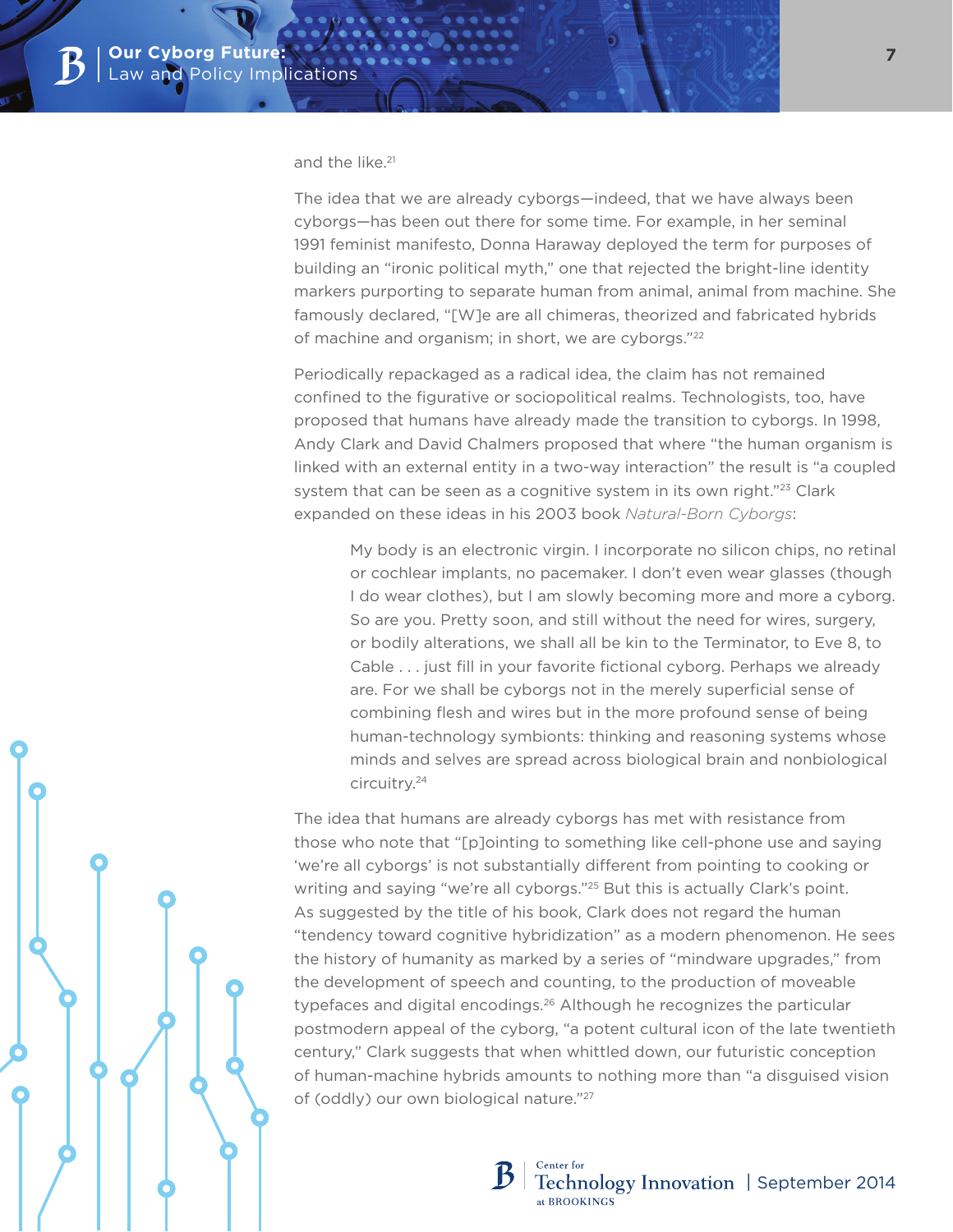and the like.[21]

The idea that we are already cyborgs—indeed, that we have always been cyborgs—has been out there for some time. For example, in her seminal 1991 feminist manifesto, Donna Haraway deployed the term for purposes of building an "ironic political myth," one that rejected the bright-line identity markers purporting to separate human from animal, animal from machine. She famously declared, "[W]e are all chimeras, theorized and fabricated hybrids of machine and organism; in short, we are cyborgs."[22]

Periodically repackaged as a radical idea, the claim has not remained confined to the figurative or sociopolitical realms. Technologists, too, have proposed that humans have already made the transition to cyborgs. In 1998, Andy Clark and David Chalmers proposed that where "the human organism is linked with an external entity in a two-way interaction" the result is "a coupled system that can be seen as a cognitive system in its own right."[23] Clark expanded on these ideas in his 2003 book *Natural-Born Cyborgs*:

> My body is an electronic virgin. I incorporate no silicon chips, no retinal or cochlear implants, no pacemaker. I don't even wear glasses (though I do wear clothes), but I am slowly becoming more and more a cyborg. So are you. Pretty soon, and still without the need for wires, surgery, or bodily alterations, we shall all be kin to the Terminator, to Eve 8, to Cable . . . just fill in your favorite fictional cyborg. Perhaps we already are. For we shall be cyborgs not in the merely superficial sense of combining flesh and wires but in the more profound sense of being human-technology symbionts: thinking and reasoning systems whose minds and selves are spread across biological brain and nonbiological circuitry.[24]

The idea that humans are already cyborgs has met with resistance from those who note that "[p]ointing to something like cell-phone use and saying 'we're all cyborgs' is not substantially different from pointing to cooking or writing and saying "we're all cyborgs."[25] But this is actually Clark's point. As suggested by the title of his book, Clark does not regard the human "tendency toward cognitive hybridization" as a modern phenomenon. He sees the history of humanity as marked by a series of "mindware upgrades," from the development of speech and counting, to the production of moveable typefaces and digital encodings.[26] Although he recognizes the particular postmodern appeal of the cyborg, "a potent cultural icon of the late twentieth century," Clark suggests that when whittled down, our futuristic conception of human-machine hybrids amounts to nothing more than "a disguised vision of (oddly) our own biological nature."[27]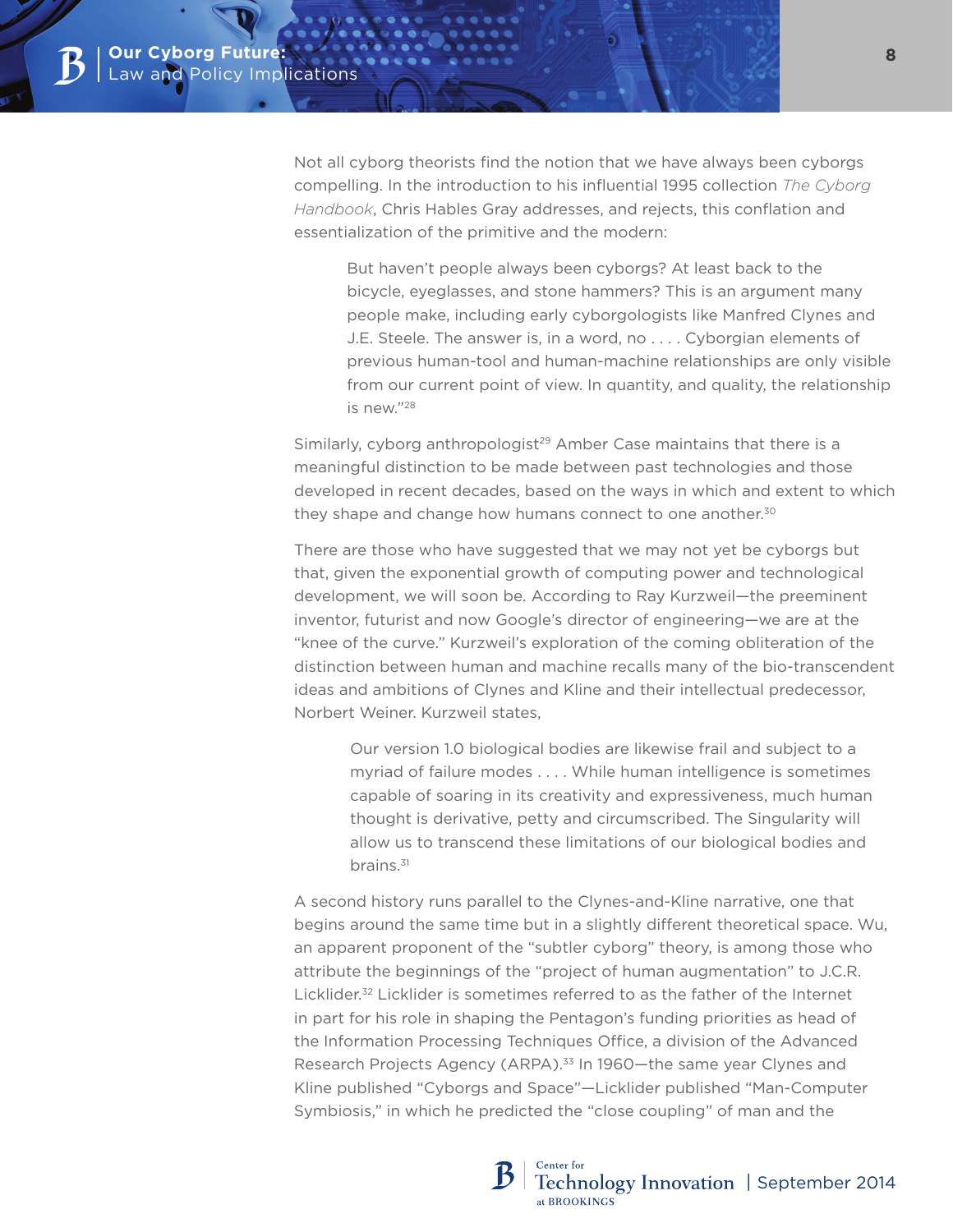Not all cyborg theorists find the notion that we have always been cyborgs compelling. In the introduction to his influential 1995 collection *The Cyborg Handbook*, Chris Hables Gray addresses, and rejects, this conflation and essentialization of the primitive and the modern:

> But haven't people always been cyborgs? At least back to the bicycle, eyeglasses, and stone hammers? This is an argument many people make, including early cyborgologists like Manfred Clynes and J.E. Steele. The answer is, in a word, no . . . . Cyborgian elements of previous human-tool and human-machine relationships are only visible from our current point of view. In quantity, and quality, the relationship is new."[28]

Similarly, cyborg anthropologist[29] Amber Case maintains that there is a meaningful distinction to be made between past technologies and those developed in recent decades, based on the ways in which and extent to which they shape and change how humans connect to one another.[30]

There are those who have suggested that we may not yet be cyborgs but that, given the exponential growth of computing power and technological development, we will soon be. According to Ray Kurzweil—the preeminent inventor, futurist and now Google's director of engineering—we are at the "knee of the curve." Kurzweil's exploration of the coming obliteration of the distinction between human and machine recalls many of the bio-transcendent ideas and ambitions of Clynes and Kline and their intellectual predecessor, Norbert Weiner. Kurzweil states,

> Our version 1.0 biological bodies are likewise frail and subject to a myriad of failure modes . . . . While human intelligence is sometimes capable of soaring in its creativity and expressiveness, much human thought is derivative, petty and circumscribed. The Singularity will allow us to transcend these limitations of our biological bodies and brains.[31]

A second history runs parallel to the Clynes-and-Kline narrative, one that begins around the same time but in a slightly different theoretical space. Wu, an apparent proponent of the "subtler cyborg" theory, is among those who attribute the beginnings of the "project of human augmentation" to J.C.R. Licklider.[32] Licklider is sometimes referred to as the father of the Internet in part for his role in shaping the Pentagon's funding priorities as head of the Information Processing Techniques Office, a division of the Advanced Research Projects Agency (ARPA).[33] In 1960—the same year Clynes and Kline published "Cyborgs and Space"—Licklider published "Man-Computer Symbiosis," in which he predicted the "close coupling" of man and the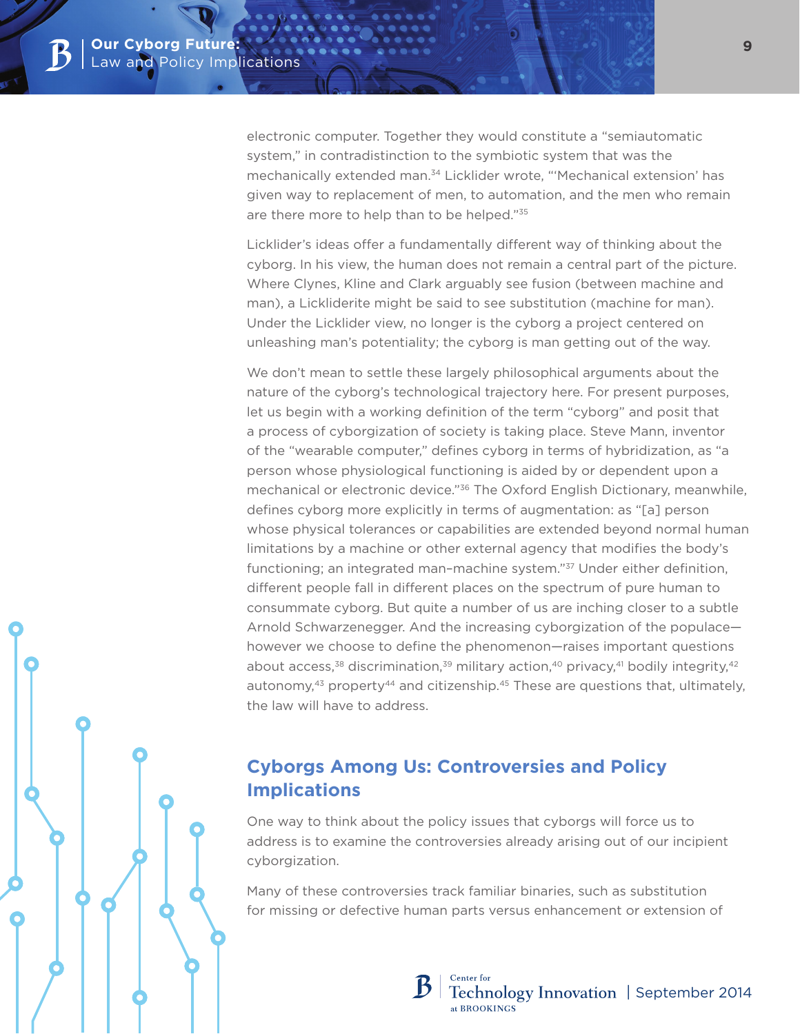electronic computer. Together they would constitute a "semiautomatic system," in contradistinction to the symbiotic system that was the mechanically extended man.[34] Licklider wrote, "'Mechanical extension' has given way to replacement of men, to automation, and the men who remain are there more to help than to be helped."[35]

Licklider's ideas offer a fundamentally different way of thinking about the cyborg. In his view, the human does not remain a central part of the picture. Where Clynes, Kline and Clark arguably see fusion (between machine and man), a Lickliderite might be said to see substitution (machine for man). Under the Licklider view, no longer is the cyborg a project centered on unleashing man's potentiality; the cyborg is man getting out of the way.

We don't mean to settle these largely philosophical arguments about the nature of the cyborg's technological trajectory here. For present purposes, let us begin with a working definition of the term "cyborg" and posit that a process of cyborgization of society is taking place. Steve Mann, inventor of the "wearable computer," defines cyborg in terms of hybridization, as "a person whose physiological functioning is aided by or dependent upon a mechanical or electronic device."[36] The Oxford English Dictionary, meanwhile, defines cyborg more explicitly in terms of augmentation: as "[a] person whose physical tolerances or capabilities are extended beyond normal human limitations by a machine or other external agency that modifies the body's functioning; an integrated man–machine system."[37] Under either definition, different people fall in different places on the spectrum of pure human to consummate cyborg. But quite a number of us are inching closer to a subtle Arnold Schwarzenegger. And the increasing cyborgization of the populace—however we choose to define the phenomenon—raises important questions about access,[38] discrimination,[39] military action,[40] privacy,[41] bodily integrity,[42] autonomy,[43] property[44] and citizenship.[45] These are questions that, ultimately, the law will have to address.

## Cyborgs Among Us: Controversies and Policy Implications

One way to think about the policy issues that cyborgs will force us to address is to examine the controversies already arising out of our incipient cyborgization.

Many of these controversies track familiar binaries, such as substitution for missing or defective human parts versus enhancement or extension of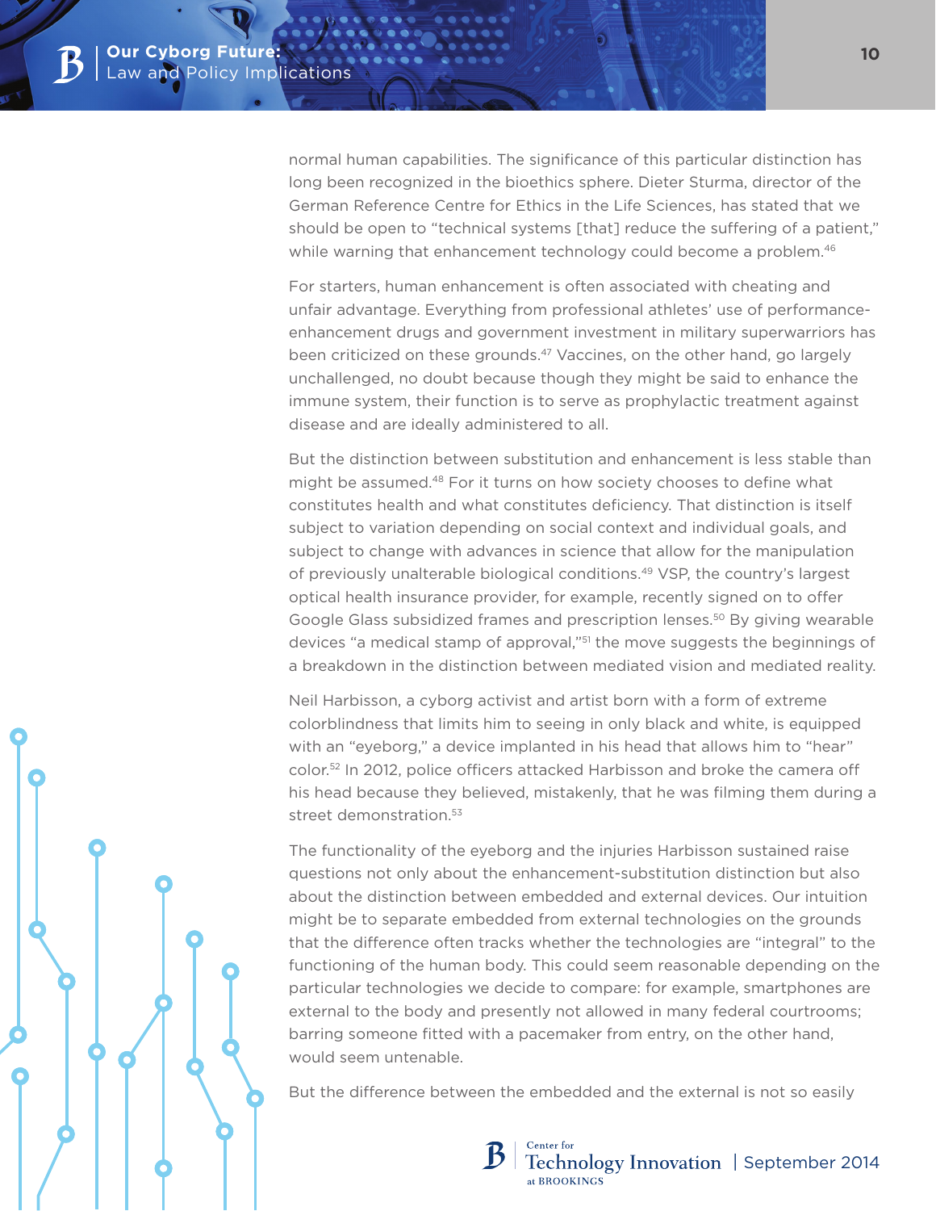normal human capabilities. The significance of this particular distinction has long been recognized in the bioethics sphere. Dieter Sturma, director of the German Reference Centre for Ethics in the Life Sciences, has stated that we should be open to "technical systems [that] reduce the suffering of a patient," while warning that enhancement technology could become a problem.[46]

For starters, human enhancement is often associated with cheating and unfair advantage. Everything from professional athletes' use of performance-enhancement drugs and government investment in military superwarriors has been criticized on these grounds.[47] Vaccines, on the other hand, go largely unchallenged, no doubt because though they might be said to enhance the immune system, their function is to serve as prophylactic treatment against disease and are ideally administered to all.

But the distinction between substitution and enhancement is less stable than might be assumed.[48] For it turns on how society chooses to define what constitutes health and what constitutes deficiency. That distinction is itself subject to variation depending on social context and individual goals, and subject to change with advances in science that allow for the manipulation of previously unalterable biological conditions.[49] VSP, the country's largest optical health insurance provider, for example, recently signed on to offer Google Glass subsidized frames and prescription lenses.[50] By giving wearable devices "a medical stamp of approval,"[51] the move suggests the beginnings of a breakdown in the distinction between mediated vision and mediated reality.

Neil Harbisson, a cyborg activist and artist born with a form of extreme colorblindness that limits him to seeing in only black and white, is equipped with an "eyeborg," a device implanted in his head that allows him to "hear" color.[52] In 2012, police officers attacked Harbisson and broke the camera off his head because they believed, mistakenly, that he was filming them during a street demonstration.[53]

The functionality of the eyeborg and the injuries Harbisson sustained raise questions not only about the enhancement-substitution distinction but also about the distinction between embedded and external devices. Our intuition might be to separate embedded from external technologies on the grounds that the difference often tracks whether the technologies are "integral" to the functioning of the human body. This could seem reasonable depending on the particular technologies we decide to compare: for example, smartphones are external to the body and presently not allowed in many federal courtrooms; barring someone fitted with a pacemaker from entry, on the other hand, would seem untenable.

But the difference between the embedded and the external is not so easily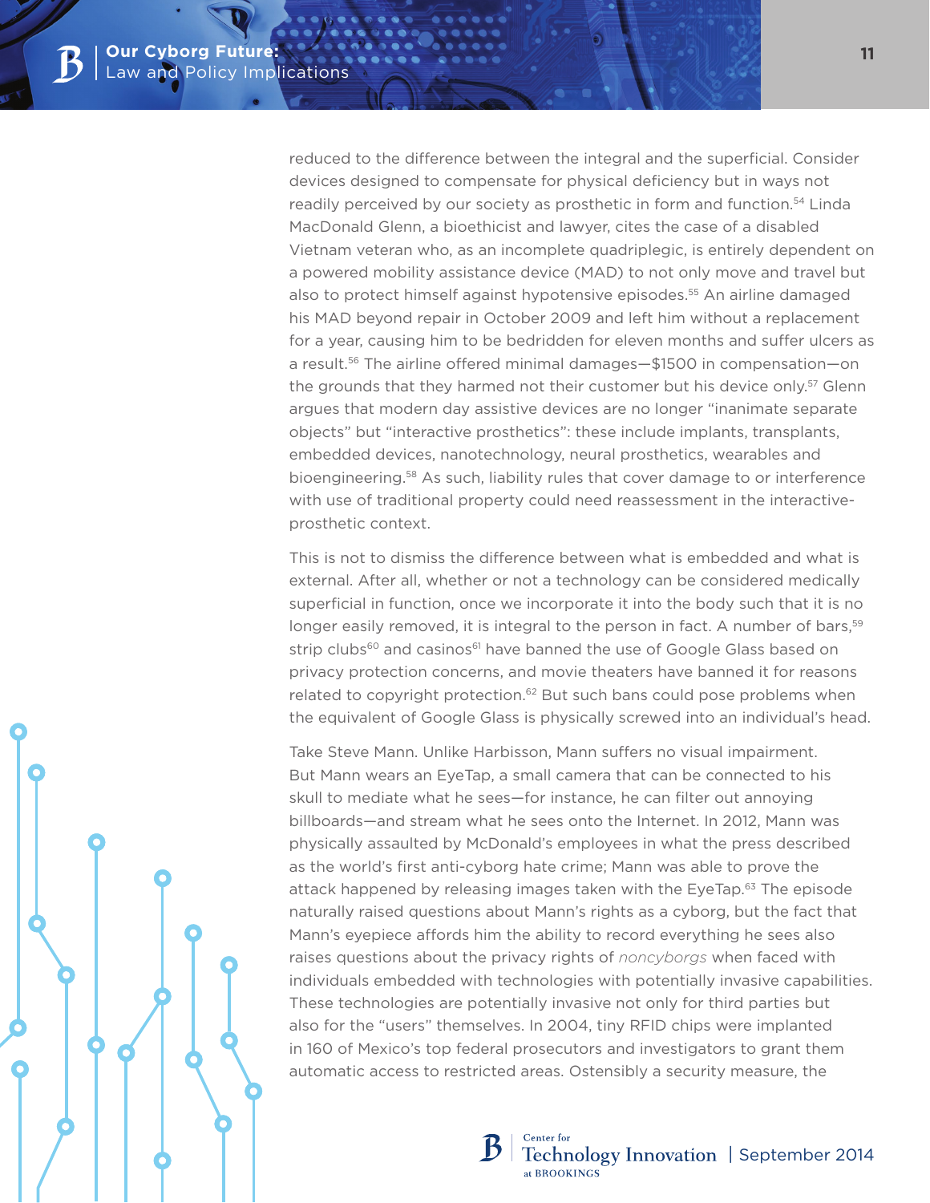reduced to the difference between the integral and the superficial. Consider devices designed to compensate for physical deficiency but in ways not readily perceived by our society as prosthetic in form and function.[54] Linda MacDonald Glenn, a bioethicist and lawyer, cites the case of a disabled Vietnam veteran who, as an incomplete quadriplegic, is entirely dependent on a powered mobility assistance device (MAD) to not only move and travel but also to protect himself against hypotensive episodes.[55] An airline damaged his MAD beyond repair in October 2009 and left him without a replacement for a year, causing him to be bedridden for eleven months and suffer ulcers as a result.[56] The airline offered minimal damages—$1500 in compensation—on the grounds that they harmed not their customer but his device only.[57] Glenn argues that modern day assistive devices are no longer "inanimate separate objects" but "interactive prosthetics": these include implants, transplants, embedded devices, nanotechnology, neural prosthetics, wearables and bioengineering.[58] As such, liability rules that cover damage to or interference with use of traditional property could need reassessment in the interactive-prosthetic context.

This is not to dismiss the difference between what is embedded and what is external. After all, whether or not a technology can be considered medically superficial in function, once we incorporate it into the body such that it is no longer easily removed, it is integral to the person in fact. A number of bars,[59] strip clubs[60] and casinos[61] have banned the use of Google Glass based on privacy protection concerns, and movie theaters have banned it for reasons related to copyright protection.[62] But such bans could pose problems when the equivalent of Google Glass is physically screwed into an individual's head.

Take Steve Mann. Unlike Harbisson, Mann suffers no visual impairment. But Mann wears an EyeTap, a small camera that can be connected to his skull to mediate what he sees—for instance, he can filter out annoying billboards—and stream what he sees onto the Internet. In 2012, Mann was physically assaulted by McDonald's employees in what the press described as the world's first anti-cyborg hate crime; Mann was able to prove the attack happened by releasing images taken with the EyeTap.[63] The episode naturally raised questions about Mann's rights as a cyborg, but the fact that Mann's eyepiece affords him the ability to record everything he sees also raises questions about the privacy rights of *noncyborgs* when faced with individuals embedded with technologies with potentially invasive capabilities. These technologies are potentially invasive not only for third parties but also for the "users" themselves. In 2004, tiny RFID chips were implanted in 160 of Mexico's top federal prosecutors and investigators to grant them automatic access to restricted areas. Ostensibly a security measure, the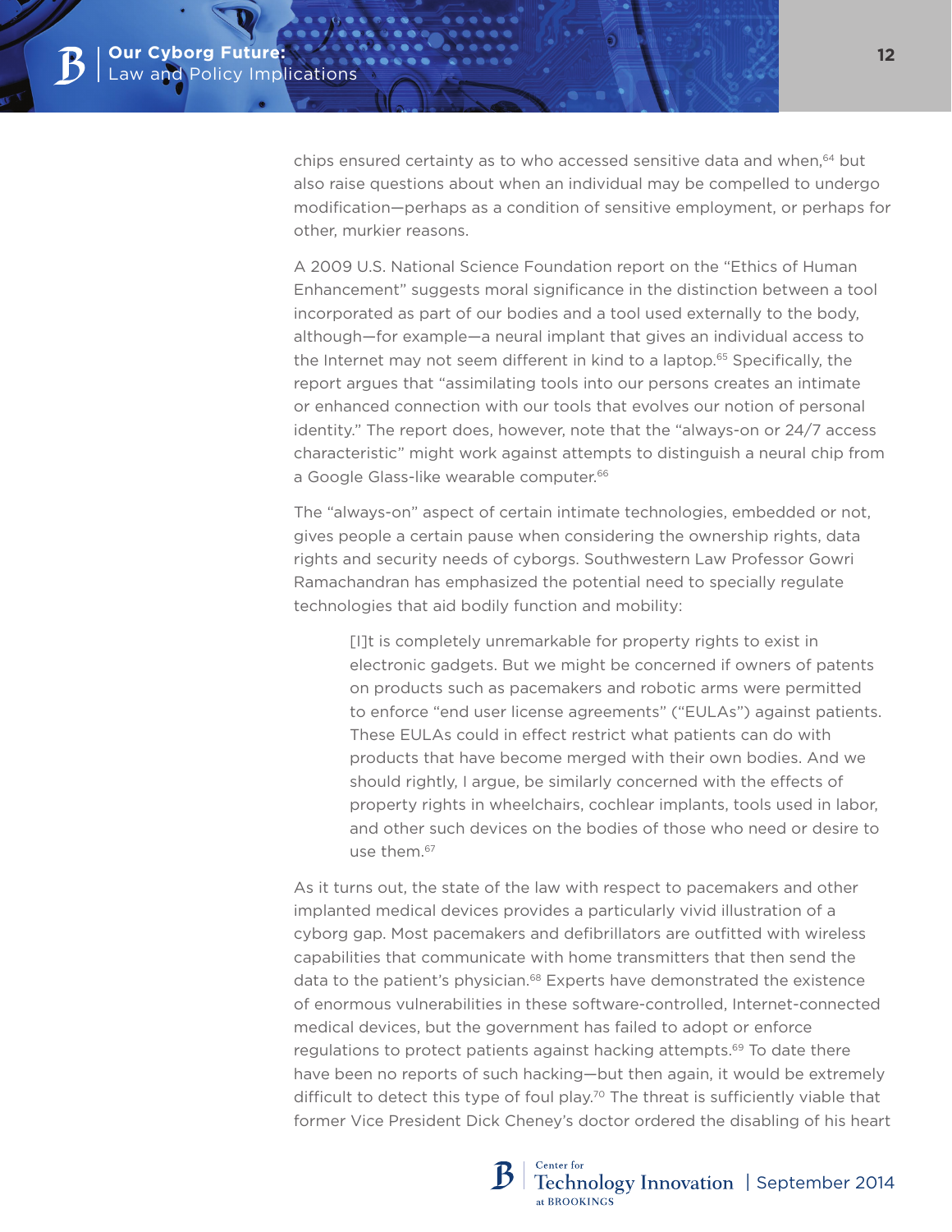chips ensured certainty as to who accessed sensitive data and when,[64] but also raise questions about when an individual may be compelled to undergo modification—perhaps as a condition of sensitive employment, or perhaps for other, murkier reasons.

A 2009 U.S. National Science Foundation report on the "Ethics of Human Enhancement" suggests moral significance in the distinction between a tool incorporated as part of our bodies and a tool used externally to the body, although—for example—a neural implant that gives an individual access to the Internet may not seem different in kind to a laptop.[65] Specifically, the report argues that "assimilating tools into our persons creates an intimate or enhanced connection with our tools that evolves our notion of personal identity." The report does, however, note that the "always-on or 24/7 access characteristic" might work against attempts to distinguish a neural chip from a Google Glass-like wearable computer.[66]

The "always-on" aspect of certain intimate technologies, embedded or not, gives people a certain pause when considering the ownership rights, data rights and security needs of cyborgs. Southwestern Law Professor Gowri Ramachandran has emphasized the potential need to specially regulate technologies that aid bodily function and mobility:

> [I]t is completely unremarkable for property rights to exist in electronic gadgets. But we might be concerned if owners of patents on products such as pacemakers and robotic arms were permitted to enforce "end user license agreements" ("EULAs") against patients. These EULAs could in effect restrict what patients can do with products that have become merged with their own bodies. And we should rightly, I argue, be similarly concerned with the effects of property rights in wheelchairs, cochlear implants, tools used in labor, and other such devices on the bodies of those who need or desire to use them.[67]

As it turns out, the state of the law with respect to pacemakers and other implanted medical devices provides a particularly vivid illustration of a cyborg gap. Most pacemakers and defibrillators are outfitted with wireless capabilities that communicate with home transmitters that then send the data to the patient's physician.[68] Experts have demonstrated the existence of enormous vulnerabilities in these software-controlled, Internet-connected medical devices, but the government has failed to adopt or enforce regulations to protect patients against hacking attempts.[69] To date there have been no reports of such hacking—but then again, it would be extremely difficult to detect this type of foul play.[70] The threat is sufficiently viable that former Vice President Dick Cheney's doctor ordered the disabling of his heart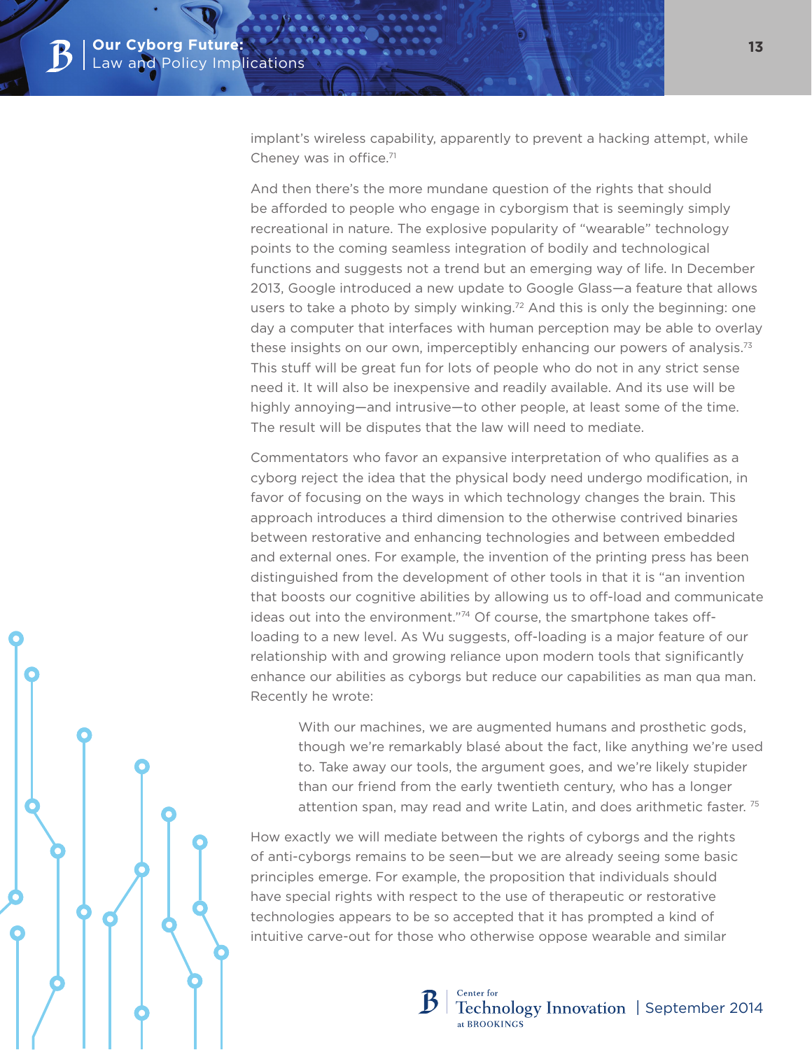implant's wireless capability, apparently to prevent a hacking attempt, while Cheney was in office.[71]

And then there's the more mundane question of the rights that should be afforded to people who engage in cyborgism that is seemingly simply recreational in nature. The explosive popularity of "wearable" technology points to the coming seamless integration of bodily and technological functions and suggests not a trend but an emerging way of life. In December 2013, Google introduced a new update to Google Glass—a feature that allows users to take a photo by simply winking.[72] And this is only the beginning: one day a computer that interfaces with human perception may be able to overlay these insights on our own, imperceptibly enhancing our powers of analysis.[73] This stuff will be great fun for lots of people who do not in any strict sense need it. It will also be inexpensive and readily available. And its use will be highly annoying—and intrusive—to other people, at least some of the time. The result will be disputes that the law will need to mediate.

Commentators who favor an expansive interpretation of who qualifies as a cyborg reject the idea that the physical body need undergo modification, in favor of focusing on the ways in which technology changes the brain. This approach introduces a third dimension to the otherwise contrived binaries between restorative and enhancing technologies and between embedded and external ones. For example, the invention of the printing press has been distinguished from the development of other tools in that it is "an invention that boosts our cognitive abilities by allowing us to off-load and communicate ideas out into the environment."[74] Of course, the smartphone takes off-loading to a new level. As Wu suggests, off-loading is a major feature of our relationship with and growing reliance upon modern tools that significantly enhance our abilities as cyborgs but reduce our capabilities as man qua man. Recently he wrote:

> With our machines, we are augmented humans and prosthetic gods, though we're remarkably blasé about the fact, like anything we're used to. Take away our tools, the argument goes, and we're likely stupider than our friend from the early twentieth century, who has a longer attention span, may read and write Latin, and does arithmetic faster.[75]

How exactly we will mediate between the rights of cyborgs and the rights of anti-cyborgs remains to be seen—but we are already seeing some basic principles emerge. For example, the proposition that individuals should have special rights with respect to the use of therapeutic or restorative technologies appears to be so accepted that it has prompted a kind of intuitive carve-out for those who otherwise oppose wearable and similar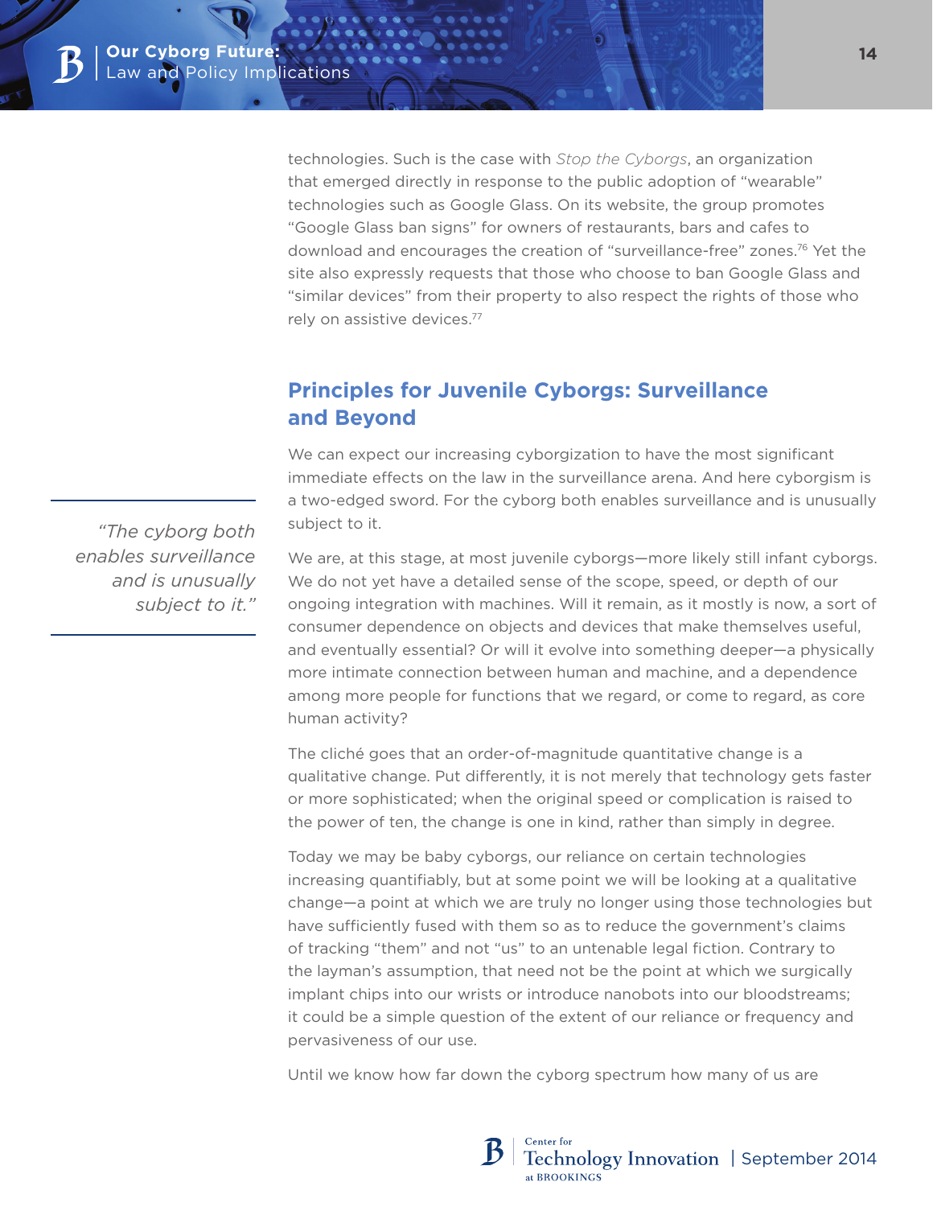technologies. Such is the case with *Stop the Cyborgs*, an organization that emerged directly in response to the public adoption of "wearable" technologies such as Google Glass. On its website, the group promotes "Google Glass ban signs" for owners of restaurants, bars and cafes to download and encourages the creation of "surveillance-free" zones.[76] Yet the site also expressly requests that those who choose to ban Google Glass and "similar devices" from their property to also respect the rights of those who rely on assistive devices.[77]

## Principles for Juvenile Cyborgs: Surveillance and Beyond

We can expect our increasing cyborgization to have the most significant immediate effects on the law in the surveillance arena. And here cyborgism is a two-edged sword. For the cyborg both enables surveillance and is unusually subject to it.

> *"The cyborg both enables surveillance and is unusually subject to it."*

We are, at this stage, at most juvenile cyborgs—more likely still infant cyborgs. We do not yet have a detailed sense of the scope, speed, or depth of our ongoing integration with machines. Will it remain, as it mostly is now, a sort of consumer dependence on objects and devices that make themselves useful, and eventually essential? Or will it evolve into something deeper—a physically more intimate connection between human and machine, and a dependence among more people for functions that we regard, or come to regard, as core human activity?

The cliché goes that an order-of-magnitude quantitative change is a qualitative change. Put differently, it is not merely that technology gets faster or more sophisticated; when the original speed or complication is raised to the power of ten, the change is one in kind, rather than simply in degree.

Today we may be baby cyborgs, our reliance on certain technologies increasing quantifiably, but at some point we will be looking at a qualitative change—a point at which we are truly no longer using those technologies but have sufficiently fused with them so as to reduce the government's claims of tracking "them" and not "us" to an untenable legal fiction. Contrary to the layman's assumption, that need not be the point at which we surgically implant chips into our wrists or introduce nanobots into our bloodstreams; it could be a simple question of the extent of our reliance or frequency and pervasiveness of our use.

Until we know how far down the cyborg spectrum how many of us are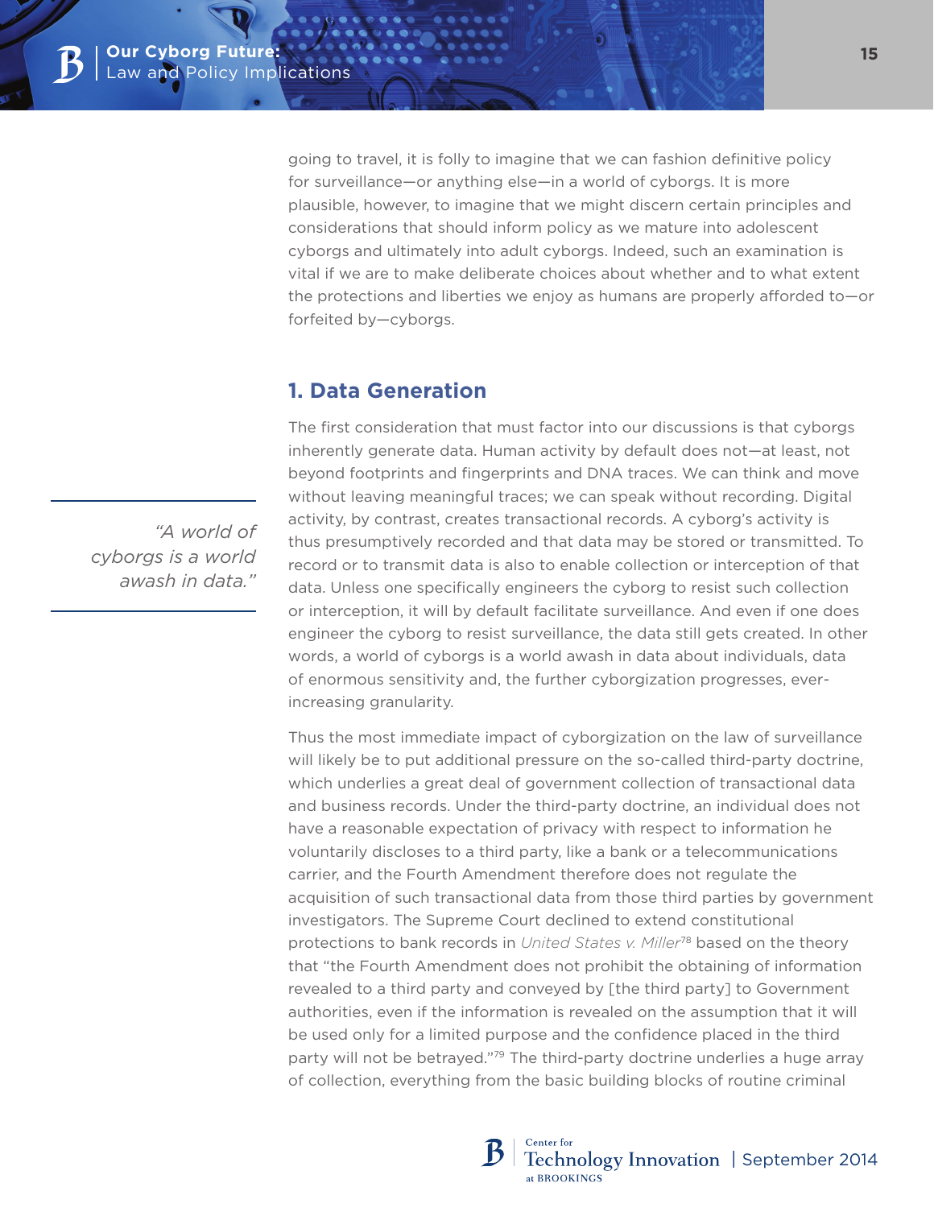going to travel, it is folly to imagine that we can fashion definitive policy for surveillance—or anything else—in a world of cyborgs. It is more plausible, however, to imagine that we might discern certain principles and considerations that should inform policy as we mature into adolescent cyborgs and ultimately into adult cyborgs. Indeed, such an examination is vital if we are to make deliberate choices about whether and to what extent the protections and liberties we enjoy as humans are properly afforded to—or forfeited by—cyborgs.

## 1. Data Generation

The first consideration that must factor into our discussions is that cyborgs inherently generate data. Human activity by default does not—at least, not beyond footprints and fingerprints and DNA traces. We can think and move without leaving meaningful traces; we can speak without recording. Digital activity, by contrast, creates transactional records. A cyborg's activity is thus presumptively recorded and that data may be stored or transmitted. To record or to transmit data is also to enable collection or interception of that data. Unless one specifically engineers the cyborg to resist such collection or interception, it will by default facilitate surveillance. And even if one does engineer the cyborg to resist surveillance, the data still gets created. In other words, a world of cyborgs is a world awash in data about individuals, data of enormous sensitivity and, the further cyborgization progresses, ever-increasing granularity.

> *"A world of cyborgs is a world awash in data."*

Thus the most immediate impact of cyborgization on the law of surveillance will likely be to put additional pressure on the so-called third-party doctrine, which underlies a great deal of government collection of transactional data and business records. Under the third-party doctrine, an individual does not have a reasonable expectation of privacy with respect to information he voluntarily discloses to a third party, like a bank or a telecommunications carrier, and the Fourth Amendment therefore does not regulate the acquisition of such transactional data from those third parties by government investigators. The Supreme Court declined to extend constitutional protections to bank records in *United States v. Miller*[78] based on the theory that "the Fourth Amendment does not prohibit the obtaining of information revealed to a third party and conveyed by [the third party] to Government authorities, even if the information is revealed on the assumption that it will be used only for a limited purpose and the confidence placed in the third party will not be betrayed."[79] The third-party doctrine underlies a huge array of collection, everything from the basic building blocks of routine criminal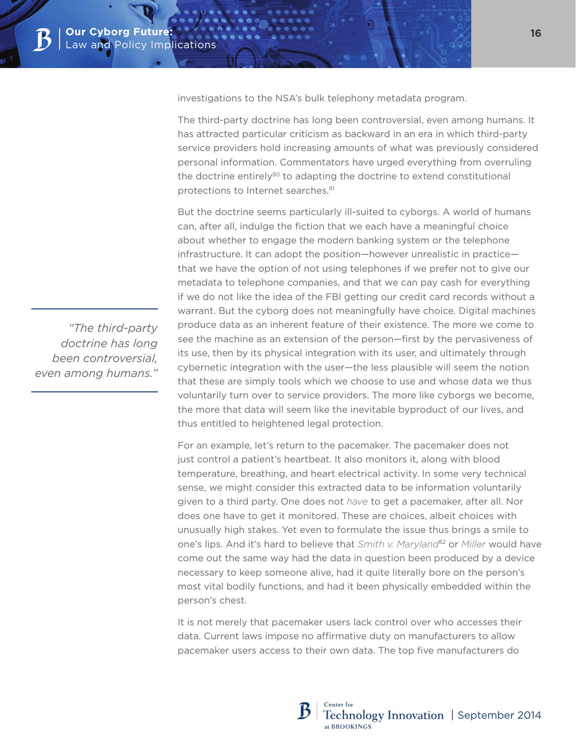investigations to the NSA's bulk telephony metadata program.

The third-party doctrine has long been controversial, even among humans. It has attracted particular criticism as backward in an era in which third-party service providers hold increasing amounts of what was previously considered personal information. Commentators have urged everything from overruling the doctrine entirely[80] to adapting the doctrine to extend constitutional protections to Internet searches.[81]

> *"The third-party doctrine has long been controversial, even among humans."*

But the doctrine seems particularly ill-suited to cyborgs. A world of humans can, after all, indulge the fiction that we each have a meaningful choice about whether to engage the modern banking system or the telephone infrastructure. It can adopt the position—however unrealistic in practice—that we have the option of not using telephones if we prefer not to give our metadata to telephone companies, and that we can pay cash for everything if we do not like the idea of the FBI getting our credit card records without a warrant. But the cyborg does not meaningfully have choice. Digital machines produce data as an inherent feature of their existence. The more we come to see the machine as an extension of the person—first by the pervasiveness of its use, then by its physical integration with its user, and ultimately through cybernetic integration with the user—the less plausible will seem the notion that these are simply tools which we choose to use and whose data we thus voluntarily turn over to service providers. The more like cyborgs we become, the more that data will seem like the inevitable byproduct of our lives, and thus entitled to heightened legal protection.

For an example, let's return to the pacemaker. The pacemaker does not just control a patient's heartbeat. It also monitors it, along with blood temperature, breathing, and heart electrical activity. In some very technical sense, we might consider this extracted data to be information voluntarily given to a third party. One does not *have* to get a pacemaker, after all. Nor does one have to get it monitored. These are choices, albeit choices with unusually high stakes. Yet even to formulate the issue thus brings a smile to one's lips. And it's hard to believe that *Smith v. Maryland*[82] or *Miller* would have come out the same way had the data in question been produced by a device necessary to keep someone alive, had it quite literally bore on the person's most vital bodily functions, and had it been physically embedded within the person's chest.

It is not merely that pacemaker users lack control over who accesses their data. Current laws impose no affirmative duty on manufacturers to allow pacemaker users access to their own data. The top five manufacturers do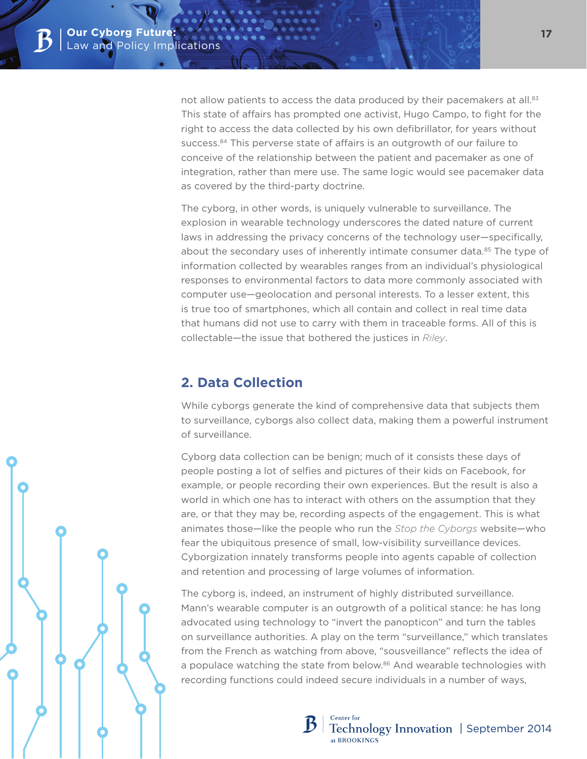not allow patients to access the data produced by their pacemakers at all.[83] This state of affairs has prompted one activist, Hugo Campo, to fight for the right to access the data collected by his own defibrillator, for years without success.[84] This perverse state of affairs is an outgrowth of our failure to conceive of the relationship between the patient and pacemaker as one of integration, rather than mere use. The same logic would see pacemaker data as covered by the third-party doctrine.

The cyborg, in other words, is uniquely vulnerable to surveillance. The explosion in wearable technology underscores the dated nature of current laws in addressing the privacy concerns of the technology user—specifically, about the secondary uses of inherently intimate consumer data.[85] The type of information collected by wearables ranges from an individual's physiological responses to environmental factors to data more commonly associated with computer use—geolocation and personal interests. To a lesser extent, this is true too of smartphones, which all contain and collect in real time data that humans did not use to carry with them in traceable forms. All of this is collectable—the issue that bothered the justices in *Riley*.

## 2. Data Collection

While cyborgs generate the kind of comprehensive data that subjects them to surveillance, cyborgs also collect data, making them a powerful instrument of surveillance.

Cyborg data collection can be benign; much of it consists these days of people posting a lot of selfies and pictures of their kids on Facebook, for example, or people recording their own experiences. But the result is also a world in which one has to interact with others on the assumption that they are, or that they may be, recording aspects of the engagement. This is what animates those—like the people who run the *Stop the Cyborgs* website—who fear the ubiquitous presence of small, low-visibility surveillance devices. Cyborgization innately transforms people into agents capable of collection and retention and processing of large volumes of information.

The cyborg is, indeed, an instrument of highly distributed surveillance. Mann's wearable computer is an outgrowth of a political stance: he has long advocated using technology to "invert the panopticon" and turn the tables on surveillance authorities. A play on the term "surveillance," which translates from the French as watching from above, "sousveillance" reflects the idea of a populace watching the state from below.[86] And wearable technologies with recording functions could indeed secure individuals in a number of ways,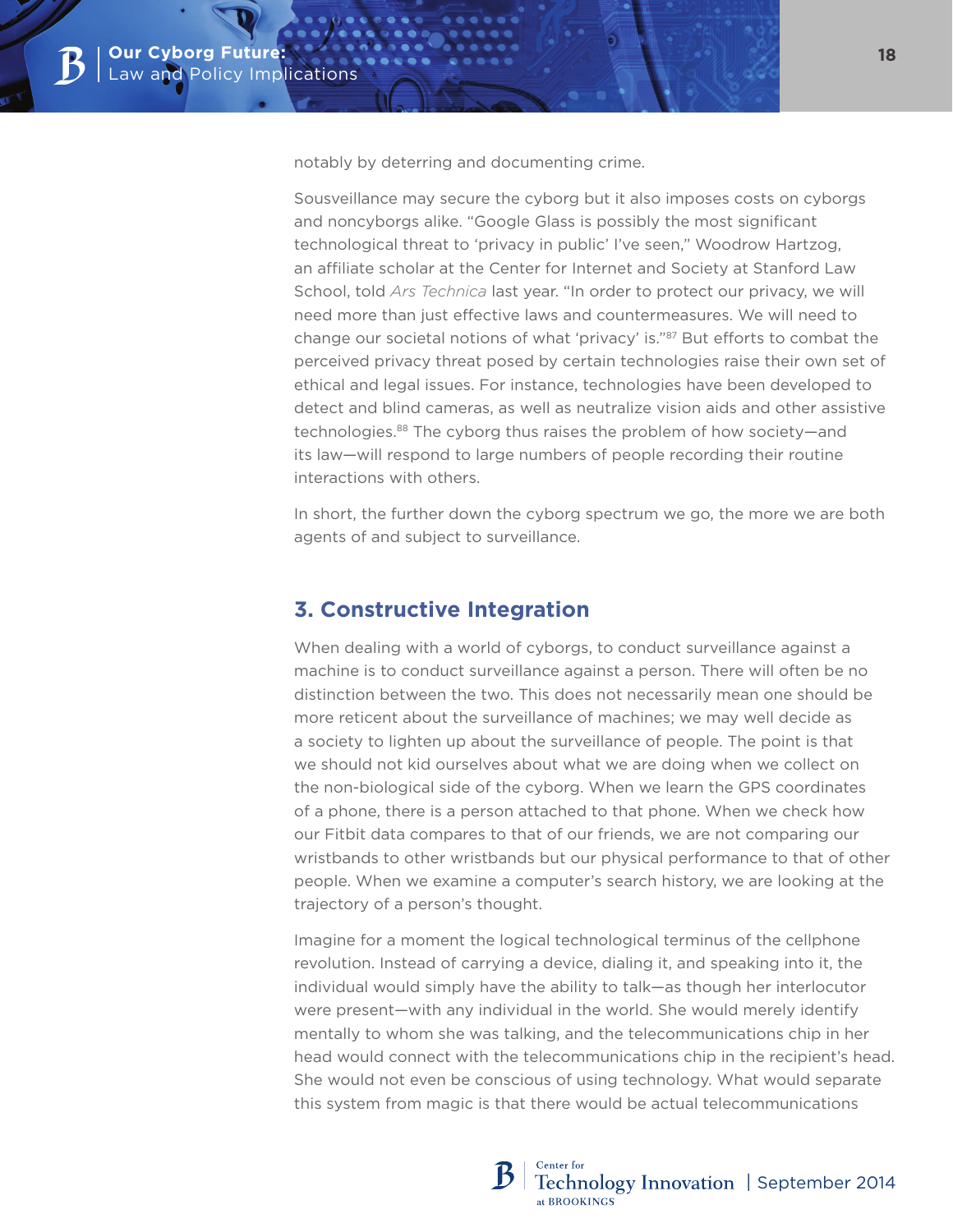notably by deterring and documenting crime.

Sousveillance may secure the cyborg but it also imposes costs on cyborgs and noncyborgs alike. "Google Glass is possibly the most significant technological threat to 'privacy in public' I've seen," Woodrow Hartzog, an affiliate scholar at the Center for Internet and Society at Stanford Law School, told *Ars Technica* last year. "In order to protect our privacy, we will need more than just effective laws and countermeasures. We will need to change our societal notions of what 'privacy' is."[87] But efforts to combat the perceived privacy threat posed by certain technologies raise their own set of ethical and legal issues. For instance, technologies have been developed to detect and blind cameras, as well as neutralize vision aids and other assistive technologies.[88] The cyborg thus raises the problem of how society—and its law—will respond to large numbers of people recording their routine interactions with others.

In short, the further down the cyborg spectrum we go, the more we are both agents of and subject to surveillance.

## 3. Constructive Integration

When dealing with a world of cyborgs, to conduct surveillance against a machine is to conduct surveillance against a person. There will often be no distinction between the two. This does not necessarily mean one should be more reticent about the surveillance of machines; we may well decide as a society to lighten up about the surveillance of people. The point is that we should not kid ourselves about what we are doing when we collect on the non-biological side of the cyborg. When we learn the GPS coordinates of a phone, there is a person attached to that phone. When we check how our Fitbit data compares to that of our friends, we are not comparing our wristbands to other wristbands but our physical performance to that of other people. When we examine a computer's search history, we are looking at the trajectory of a person's thought.

Imagine for a moment the logical technological terminus of the cellphone revolution. Instead of carrying a device, dialing it, and speaking into it, the individual would simply have the ability to talk—as though her interlocutor were present—with any individual in the world. She would merely identify mentally to whom she was talking, and the telecommunications chip in her head would connect with the telecommunications chip in the recipient's head. She would not even be conscious of using technology. What would separate this system from magic is that there would be actual telecommunications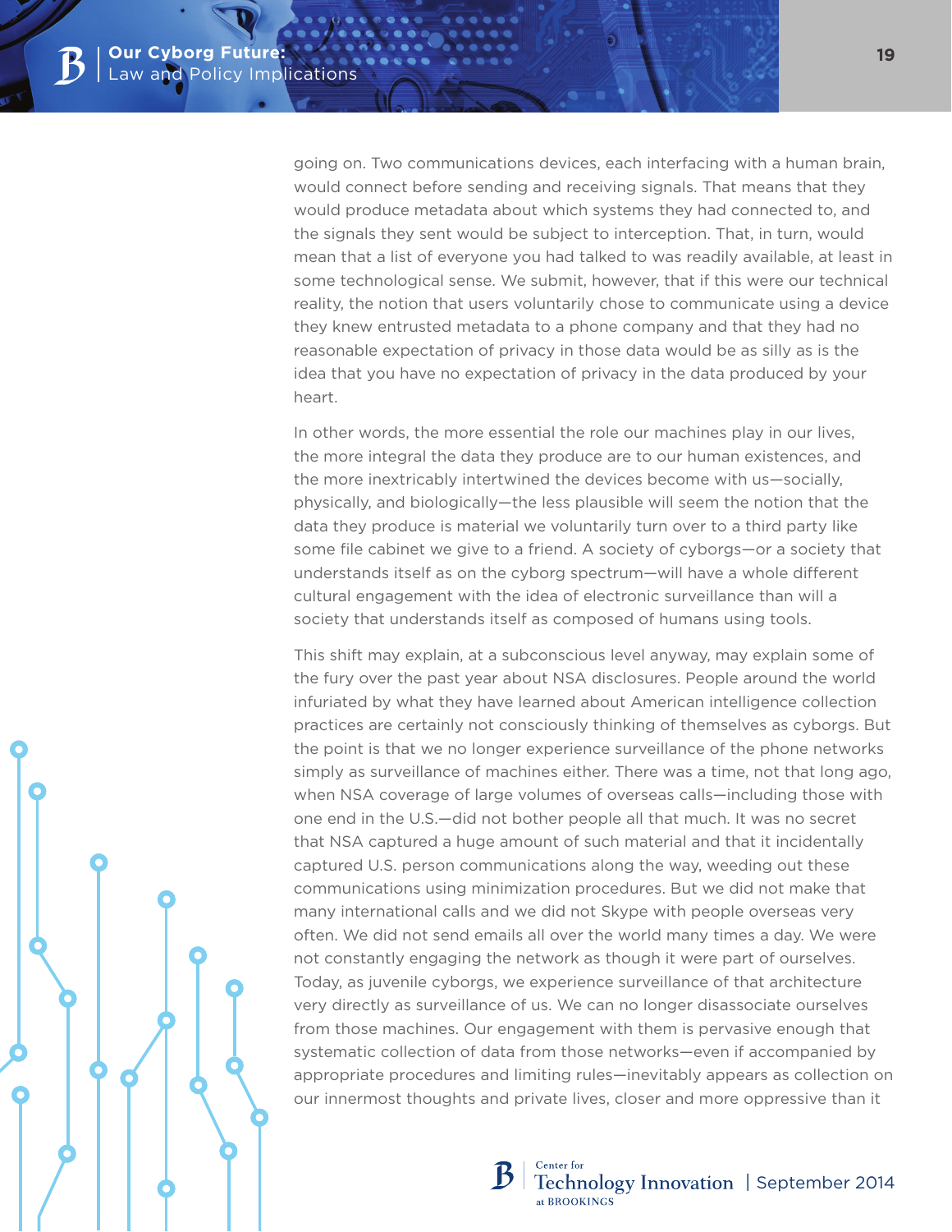going on. Two communications devices, each interfacing with a human brain, would connect before sending and receiving signals. That means that they would produce metadata about which systems they had connected to, and the signals they sent would be subject to interception. That, in turn, would mean that a list of everyone you had talked to was readily available, at least in some technological sense. We submit, however, that if this were our technical reality, the notion that users voluntarily chose to communicate using a device they knew entrusted metadata to a phone company and that they had no reasonable expectation of privacy in those data would be as silly as is the idea that you have no expectation of privacy in the data produced by your heart.

In other words, the more essential the role our machines play in our lives, the more integral the data they produce are to our human existences, and the more inextricably intertwined the devices become with us—socially, physically, and biologically—the less plausible will seem the notion that the data they produce is material we voluntarily turn over to a third party like some file cabinet we give to a friend. A society of cyborgs—or a society that understands itself as on the cyborg spectrum—will have a whole different cultural engagement with the idea of electronic surveillance than will a society that understands itself as composed of humans using tools.

This shift may explain, at a subconscious level anyway, may explain some of the fury over the past year about NSA disclosures. People around the world infuriated by what they have learned about American intelligence collection practices are certainly not consciously thinking of themselves as cyborgs. But the point is that we no longer experience surveillance of the phone networks simply as surveillance of machines either. There was a time, not that long ago, when NSA coverage of large volumes of overseas calls—including those with one end in the U.S.—did not bother people all that much. It was no secret that NSA captured a huge amount of such material and that it incidentally captured U.S. person communications along the way, weeding out these communications using minimization procedures. But we did not make that many international calls and we did not Skype with people overseas very often. We did not send emails all over the world many times a day. We were not constantly engaging the network as though it were part of ourselves. Today, as juvenile cyborgs, we experience surveillance of that architecture very directly as surveillance of us. We can no longer disassociate ourselves from those machines. Our engagement with them is pervasive enough that systematic collection of data from those networks—even if accompanied by appropriate procedures and limiting rules—inevitably appears as collection on our innermost thoughts and private lives, closer and more oppressive than it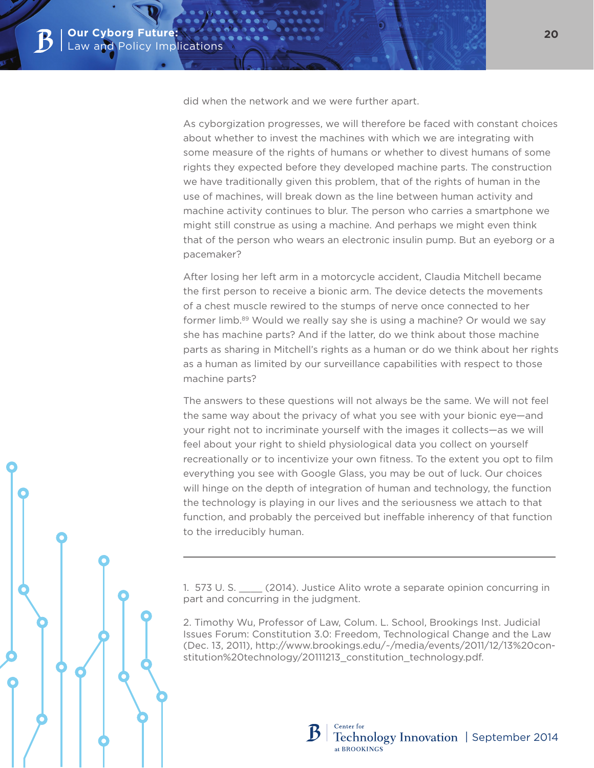did when the network and we were further apart.

As cyborgization progresses, we will therefore be faced with constant choices about whether to invest the machines with which we are integrating with some measure of the rights of humans or whether to divest humans of some rights they expected before they developed machine parts. The construction we have traditionally given this problem, that of the rights of human in the use of machines, will break down as the line between human activity and machine activity continues to blur. The person who carries a smartphone we might still construe as using a machine. And perhaps we might even think that of the person who wears an electronic insulin pump. But an eyeborg or a pacemaker?

After losing her left arm in a motorcycle accident, Claudia Mitchell became the first person to receive a bionic arm. The device detects the movements of a chest muscle rewired to the stumps of nerve once connected to her former limb.[89] Would we really say she is using a machine? Or would we say she has machine parts? And if the latter, do we think about those machine parts as sharing in Mitchell's rights as a human or do we think about her rights as a human as limited by our surveillance capabilities with respect to those machine parts?

The answers to these questions will not always be the same. We will not feel the same way about the privacy of what you see with your bionic eye—and your right not to incriminate yourself with the images it collects—as we will feel about your right to shield physiological data you collect on yourself recreationally or to incentivize your own fitness. To the extent you opt to film everything you see with Google Glass, you may be out of luck. Our choices will hinge on the depth of integration of human and technology, the function the technology is playing in our lives and the seriousness we attach to that function, and probably the perceived but ineffable inherency of that function to the irreducibly human.

---

1. 573 U. S. ____ (2014). Justice Alito wrote a separate opinion concurring in part and concurring in the judgment.

2. Timothy Wu, Professor of Law, Colum. L. School, Brookings Inst. Judicial Issues Forum: Constitution 3.0: Freedom, Technological Change and the Law (Dec. 13, 2011), http://www.brookings.edu/~/media/events/2011/12/13%20constitution%20technology/20111213_constitution_technology.pdf.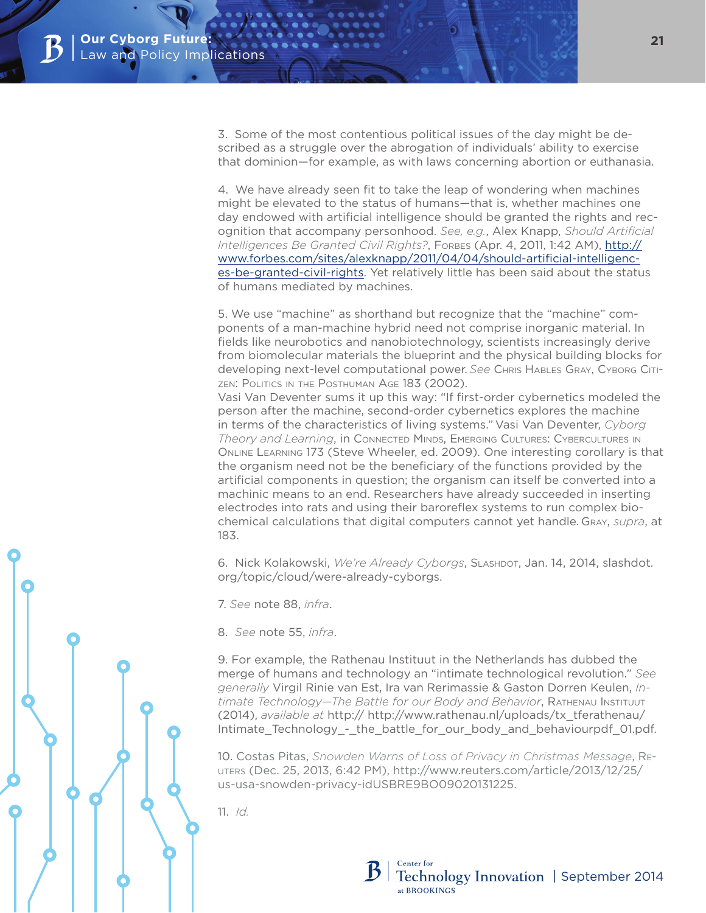3. Some of the most contentious political issues of the day might be described as a struggle over the abrogation of individuals' ability to exercise that dominion—for example, as with laws concerning abortion or euthanasia.

4. We have already seen fit to take the leap of wondering when machines might be elevated to the status of humans—that is, whether machines one day endowed with artificial intelligence should be granted the rights and recognition that accompany personhood. *See, e.g.*, Alex Knapp, *Should Artificial Intelligences Be Granted Civil Rights?*, Forbes (Apr. 4, 2011, 1:42 AM), http://www.forbes.com/sites/alexknapp/2011/04/04/should-artificial-intelligences-be-granted-civil-rights. Yet relatively little has been said about the status of humans mediated by machines.

5. We use "machine" as shorthand but recognize that the "machine" components of a man-machine hybrid need not comprise inorganic material. In fields like neurobotics and nanobiotechnology, scientists increasingly derive from biomolecular materials the blueprint and the physical building blocks for developing next-level computational power. *See* Chris Hables Gray, Cyborg Citizen: Politics in the Posthuman Age 183 (2002).
Vasi Van Deventer sums it up this way: "If first-order cybernetics modeled the person after the machine, second-order cybernetics explores the machine in terms of the characteristics of living systems." Vasi Van Deventer, *Cyborg Theory and Learning*, in Connected Minds, Emerging Cultures: Cybercultures in Online Learning 173 (Steve Wheeler, ed. 2009). One interesting corollary is that the organism need not be the beneficiary of the functions provided by the artificial components in question; the organism can itself be converted into a machinic means to an end. Researchers have already succeeded in inserting electrodes into rats and using their baroreflex systems to run complex biochemical calculations that digital computers cannot yet handle. Gray, *supra*, at 183.

6. Nick Kolakowski, *We're Already Cyborgs*, Slashdot, Jan. 14, 2014, slashdot.org/topic/cloud/were-already-cyborgs.

7. *See* note 88, *infra*.

8. *See* note 55, *infra*.

9. For example, the Rathenau Instituut in the Netherlands has dubbed the merge of humans and technology an "intimate technological revolution." *See generally* Virgil Rinie van Est, Ira van Rerimassie & Gaston Dorren Keulen, *Intimate Technology—The Battle for our Body and Behavior*, Rathenau Instituut (2014), *available at* http:// http://www.rathenau.nl/uploads/tx_tferathenau/Intimate_Technology_-_the_battle_for_our_body_and_behaviourpdf_01.pdf.

10. Costas Pitas, *Snowden Warns of Loss of Privacy in Christmas Message*, Reuters (Dec. 25, 2013, 6:42 PM), http://www.reuters.com/article/2013/12/25/us-usa-snowden-privacy-idUSBRE9BO09020131225.

11. *Id.*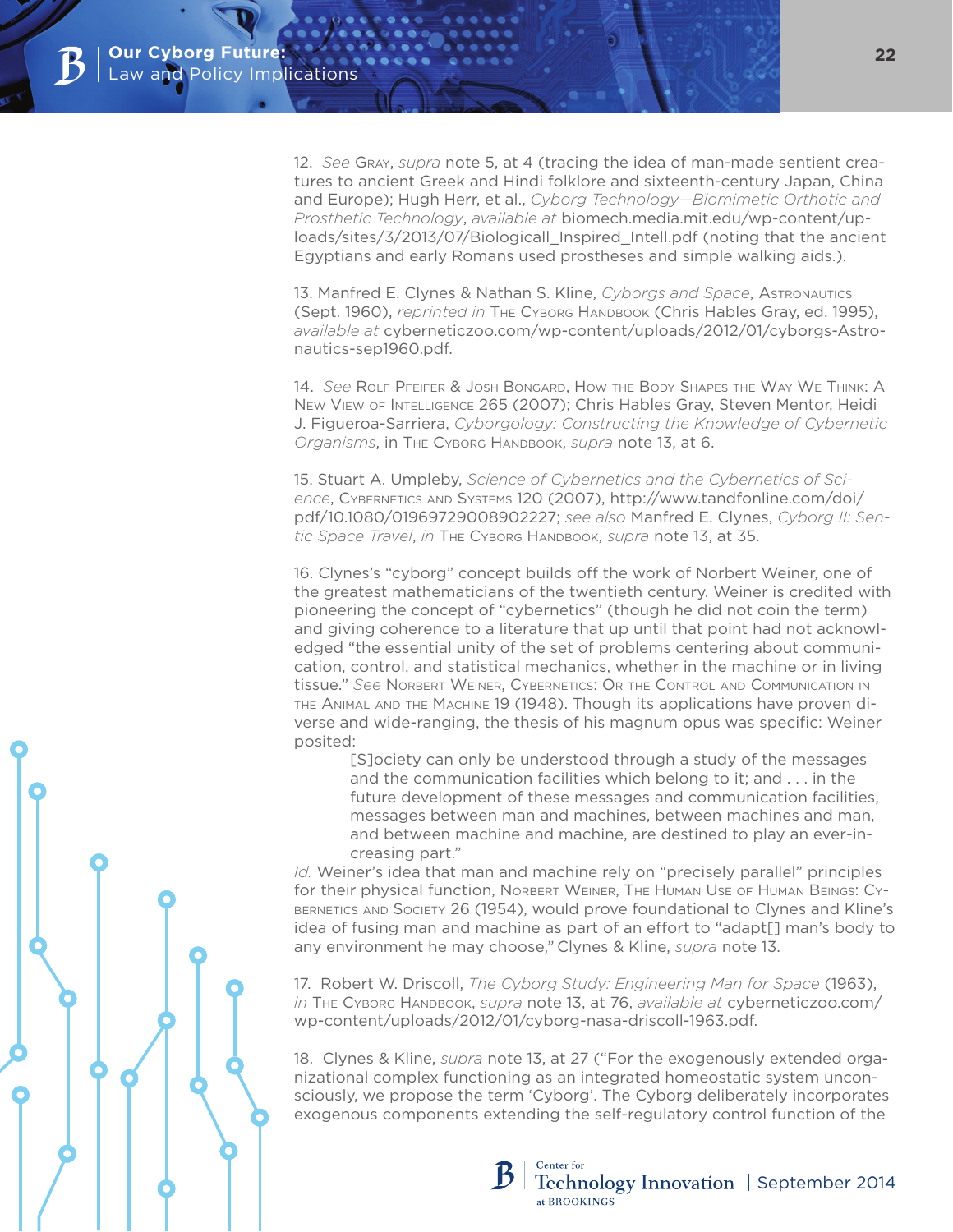12. *See* Gray, *supra* note 5, at 4 (tracing the idea of man-made sentient creatures to ancient Greek and Hindi folklore and sixteenth-century Japan, China and Europe); Hugh Herr, et al., *Cyborg Technology—Biomimetic Orthotic and Prosthetic Technology*, *available at* biomech.media.mit.edu/wp-content/uploads/sites/3/2013/07/Biologicall_Inspired_Intell.pdf (noting that the ancient Egyptians and early Romans used prostheses and simple walking aids.).

13. Manfred E. Clynes & Nathan S. Kline, *Cyborgs and Space*, Astronautics (Sept. 1960), *reprinted in* The Cyborg Handbook (Chris Hables Gray, ed. 1995), *available at* cyberneticzoo.com/wp-content/uploads/2012/01/cyborgs-Astronautics-sep1960.pdf.

14. *See* Rolf Pfeifer & Josh Bongard, How the Body Shapes the Way We Think: A New View of Intelligence 265 (2007); Chris Hables Gray, Steven Mentor, Heidi J. Figueroa-Sarriera, *Cyborgology: Constructing the Knowledge of Cybernetic Organisms*, in The Cyborg Handbook, *supra* note 13, at 6.

15. Stuart A. Umpleby, *Science of Cybernetics and the Cybernetics of Science*, Cybernetics and Systems 120 (2007), http://www.tandfonline.com/doi/pdf/10.1080/01969729008902227; *see also* Manfred E. Clynes, *Cyborg II: Sentic Space Travel*, *in* The Cyborg Handbook, *supra* note 13, at 35.

16. Clynes's "cyborg" concept builds off the work of Norbert Weiner, one of the greatest mathematicians of the twentieth century. Weiner is credited with pioneering the concept of "cybernetics" (though he did not coin the term) and giving coherence to a literature that up until that point had not acknowledged "the essential unity of the set of problems centering about communication, control, and statistical mechanics, whether in the machine or in living tissue." *See* Norbert Weiner, Cybernetics: Or the Control and Communication in the Animal and the Machine 19 (1948). Though its applications have proven diverse and wide-ranging, the thesis of his magnum opus was specific: Weiner posited:

> [S]ociety can only be understood through a study of the messages and the communication facilities which belong to it; and . . . in the future development of these messages and communication facilities, messages between man and machines, between machines and man, and between machine and machine, are destined to play an ever-increasing part."

*Id.* Weiner's idea that man and machine rely on "precisely parallel" principles for their physical function, Norbert Weiner, The Human Use of Human Beings: Cybernetics and Society 26 (1954), would prove foundational to Clynes and Kline's idea of fusing man and machine as part of an effort to "adapt[] man's body to any environment he may choose," Clynes & Kline, *supra* note 13.

17. Robert W. Driscoll, *The Cyborg Study: Engineering Man for Space* (1963), *in* The Cyborg Handbook, *supra* note 13, at 76, *available at* cyberneticzoo.com/wp-content/uploads/2012/01/cyborg-nasa-driscoll-1963.pdf.

18. Clynes & Kline, *supra* note 13, at 27 ("For the exogenously extended organizational complex functioning as an integrated homeostatic system unconsciously, we propose the term 'Cyborg'. The Cyborg deliberately incorporates exogenous components extending the self-regulatory control function of the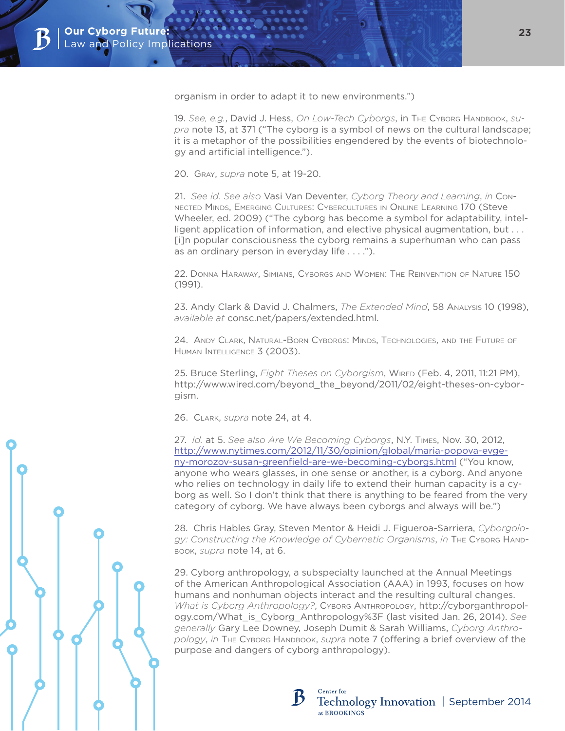organism in order to adapt it to new environments.")

19. *See, e.g.*, David J. Hess, *On Low-Tech Cyborgs*, in The Cyborg Handbook, *supra* note 13, at 371 ("The cyborg is a symbol of news on the cultural landscape; it is a metaphor of the possibilities engendered by the events of biotechnology and artificial intelligence.").

20. Gray, *supra* note 5, at 19-20.

21. *See id. See also* Vasi Van Deventer, *Cyborg Theory and Learning*, *in* Connected Minds, Emerging Cultures: Cybercultures in Online Learning 170 (Steve Wheeler, ed. 2009) ("The cyborg has become a symbol for adaptability, intelligent application of information, and elective physical augmentation, but . . . [i]n popular consciousness the cyborg remains a superhuman who can pass as an ordinary person in everyday life . . . .").

22. Donna Haraway, Simians, Cyborgs and Women: The Reinvention of Nature 150 (1991).

23. Andy Clark & David J. Chalmers, *The Extended Mind*, 58 Analysis 10 (1998), *available at* consc.net/papers/extended.html.

24. Andy Clark, Natural-Born Cyborgs: Minds, Technologies, and the Future of Human Intelligence 3 (2003).

25. Bruce Sterling, *Eight Theses on Cyborgism*, Wired (Feb. 4, 2011, 11:21 PM), http://www.wired.com/beyond_the_beyond/2011/02/eight-theses-on-cyborgism.

26. Clark, *supra* note 24, at 4.

27. *Id.* at 5. *See also Are We Becoming Cyborgs*, N.Y. Times, Nov. 30, 2012, http://www.nytimes.com/2012/11/30/opinion/global/maria-popova-evgeny-morozov-susan-greenfield-are-we-becoming-cyborgs.html ("You know, anyone who wears glasses, in one sense or another, is a cyborg. And anyone who relies on technology in daily life to extend their human capacity is a cyborg as well. So I don't think that there is anything to be feared from the very category of cyborg. We have always been cyborgs and always will be.")

28. Chris Hables Gray, Steven Mentor & Heidi J. Figueroa-Sarriera, *Cyborgology: Constructing the Knowledge of Cybernetic Organisms*, *in* The Cyborg Handbook, *supra* note 14, at 6.

29. Cyborg anthropology, a subspecialty launched at the Annual Meetings of the American Anthropological Association (AAA) in 1993, focuses on how humans and nonhuman objects interact and the resulting cultural changes. *What is Cyborg Anthropology?*, Cyborg Anthropology, http://cyborganthropology.com/What_is_Cyborg_Anthropology%3F (last visited Jan. 26, 2014). *See generally* Gary Lee Downey, Joseph Dumit & Sarah Williams, *Cyborg Anthropology*, *in* The Cyborg Handbook, *supra* note 7 (offering a brief overview of the purpose and dangers of cyborg anthropology).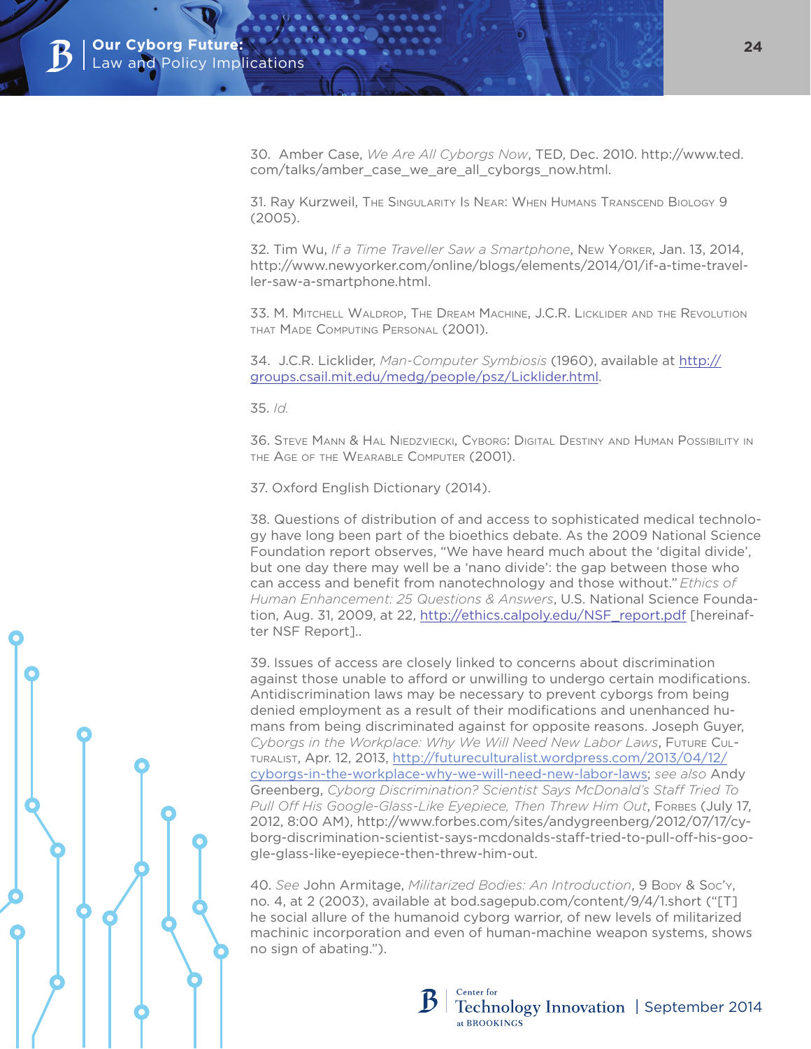30. Amber Case, *We Are All Cyborgs Now*, TED, Dec. 2010. http://www.ted.com/talks/amber_case_we_are_all_cyborgs_now.html.

31. Ray Kurzweil, The Singularity Is Near: When Humans Transcend Biology 9 (2005).

32. Tim Wu, *If a Time Traveller Saw a Smartphone*, New Yorker, Jan. 13, 2014, http://www.newyorker.com/online/blogs/elements/2014/01/if-a-time-traveller-saw-a-smartphone.html.

33. M. Mitchell Waldrop, The Dream Machine, J.C.R. Licklider and the Revolution that Made Computing Personal (2001).

34. J.C.R. Licklider, *Man-Computer Symbiosis* (1960), available at http://groups.csail.mit.edu/medg/people/psz/Licklider.html.

35. *Id.*

36. Steve Mann & Hal Niedzviecki, Cyborg: Digital Destiny and Human Possibility in the Age of the Wearable Computer (2001).

37. Oxford English Dictionary (2014).

38. Questions of distribution of and access to sophisticated medical technology have long been part of the bioethics debate. As the 2009 National Science Foundation report observes, "We have heard much about the 'digital divide', but one day there may well be a 'nano divide': the gap between those who can access and benefit from nanotechnology and those without." *Ethics of Human Enhancement: 25 Questions & Answers*, U.S. National Science Foundation, Aug. 31, 2009, at 22, http://ethics.calpoly.edu/NSF_report.pdf [hereinafter NSF Report]..

39. Issues of access are closely linked to concerns about discrimination against those unable to afford or unwilling to undergo certain modifications. Antidiscrimination laws may be necessary to prevent cyborgs from being denied employment as a result of their modifications and unenhanced humans from being discriminated against for opposite reasons. Joseph Guyer, *Cyborgs in the Workplace: Why We Will Need New Labor Laws*, Future Culturalist, Apr. 12, 2013, http://futureculturalist.wordpress.com/2013/04/12/cyborgs-in-the-workplace-why-we-will-need-new-labor-laws; *see also* Andy Greenberg, *Cyborg Discrimination? Scientist Says McDonald's Staff Tried To Pull Off His Google-Glass-Like Eyepiece, Then Threw Him Out*, Forbes (July 17, 2012, 8:00 AM), http://www.forbes.com/sites/andygreenberg/2012/07/17/cyborg-discrimination-scientist-says-mcdonalds-staff-tried-to-pull-off-his-google-glass-like-eyepiece-then-threw-him-out.

40. *See* John Armitage, *Militarized Bodies: An Introduction*, 9 Body & Soc'y, no. 4, at 2 (2003), available at bod.sagepub.com/content/9/4/1.short ("[T]he social allure of the humanoid cyborg warrior, of new levels of militarized machinic incorporation and even of human-machine weapon systems, shows no sign of abating.").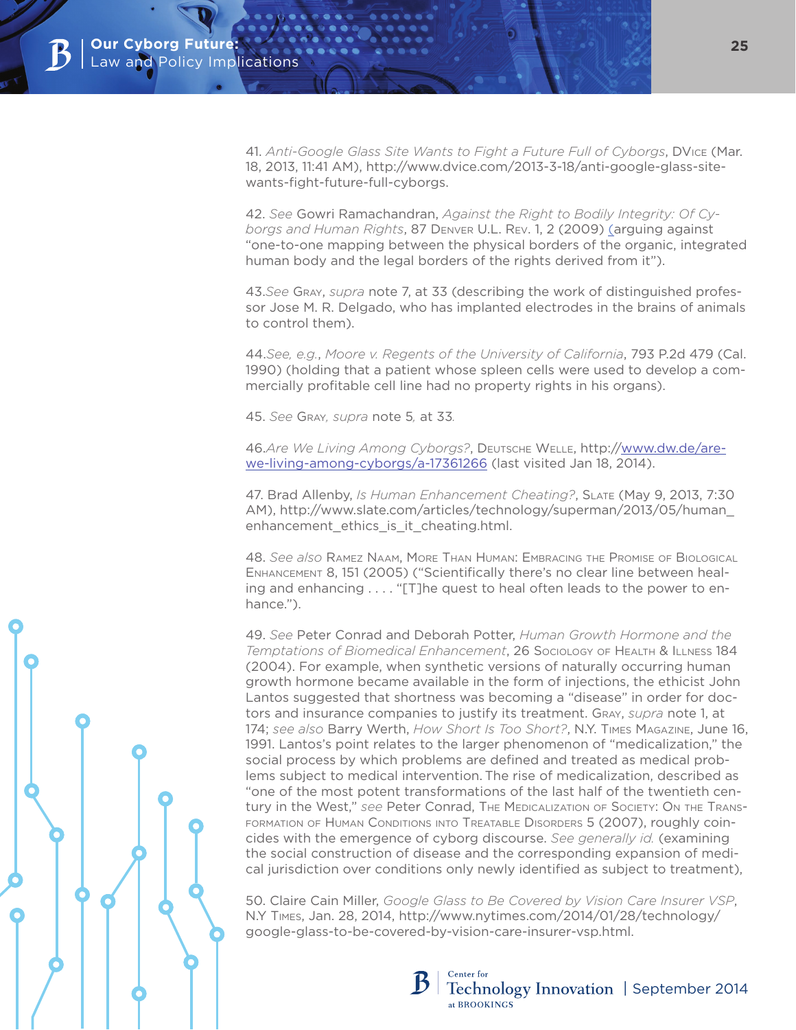41. *Anti-Google Glass Site Wants to Fight a Future Full of Cyborgs*, DVice (Mar. 18, 2013, 11:41 AM), http://www.dvice.com/2013-3-18/anti-google-glass-site-wants-fight-future-full-cyborgs.

42. *See* Gowri Ramachandran, *Against the Right to Bodily Integrity: Of Cyborgs and Human Rights*, 87 Denver U.L. Rev. 1, 2 (2009) (arguing against "one-to-one mapping between the physical borders of the organic, integrated human body and the legal borders of the rights derived from it").

43.*See* Gray, *supra* note 7, at 33 (describing the work of distinguished professor Jose M. R. Delgado, who has implanted electrodes in the brains of animals to control them).

44.*See, e.g.*, *Moore v. Regents of the University of California*, 793 P.2d 479 (Cal. 1990) (holding that a patient whose spleen cells were used to develop a commercially profitable cell line had no property rights in his organs).

45. *See* Gray, *supra* note 5, at 33.

46.*Are We Living Among Cyborgs?*, Deutsche Welle, http://www.dw.de/are-we-living-among-cyborgs/a-17361266 (last visited Jan 18, 2014).

47. Brad Allenby, *Is Human Enhancement Cheating?*, Slate (May 9, 2013, 7:30 AM), http://www.slate.com/articles/technology/superman/2013/05/human_enhancement_ethics_is_it_cheating.html.

48. *See also* Ramez Naam, More Than Human: Embracing the Promise of Biological Enhancement 8, 151 (2005) ("Scientifically there's no clear line between healing and enhancing . . . . "[T]he quest to heal often leads to the power to enhance.").

49. *See* Peter Conrad and Deborah Potter, *Human Growth Hormone and the Temptations of Biomedical Enhancement*, 26 Sociology of Health & Illness 184 (2004). For example, when synthetic versions of naturally occurring human growth hormone became available in the form of injections, the ethicist John Lantos suggested that shortness was becoming a "disease" in order for doctors and insurance companies to justify its treatment. Gray, *supra* note 1, at 174; *see also* Barry Werth, *How Short Is Too Short?*, N.Y. Times Magazine, June 16, 1991. Lantos's point relates to the larger phenomenon of "medicalization," the social process by which problems are defined and treated as medical problems subject to medical intervention. The rise of medicalization, described as "one of the most potent transformations of the last half of the twentieth century in the West," *see* Peter Conrad, The Medicalization of Society: On the Transformation of Human Conditions into Treatable Disorders 5 (2007), roughly coincides with the emergence of cyborg discourse. *See generally id.* (examining the social construction of disease and the corresponding expansion of medical jurisdiction over conditions only newly identified as subject to treatment),

50. Claire Cain Miller, *Google Glass to Be Covered by Vision Care Insurer VSP*, N.Y Times, Jan. 28, 2014, http://www.nytimes.com/2014/01/28/technology/google-glass-to-be-covered-by-vision-care-insurer-vsp.html.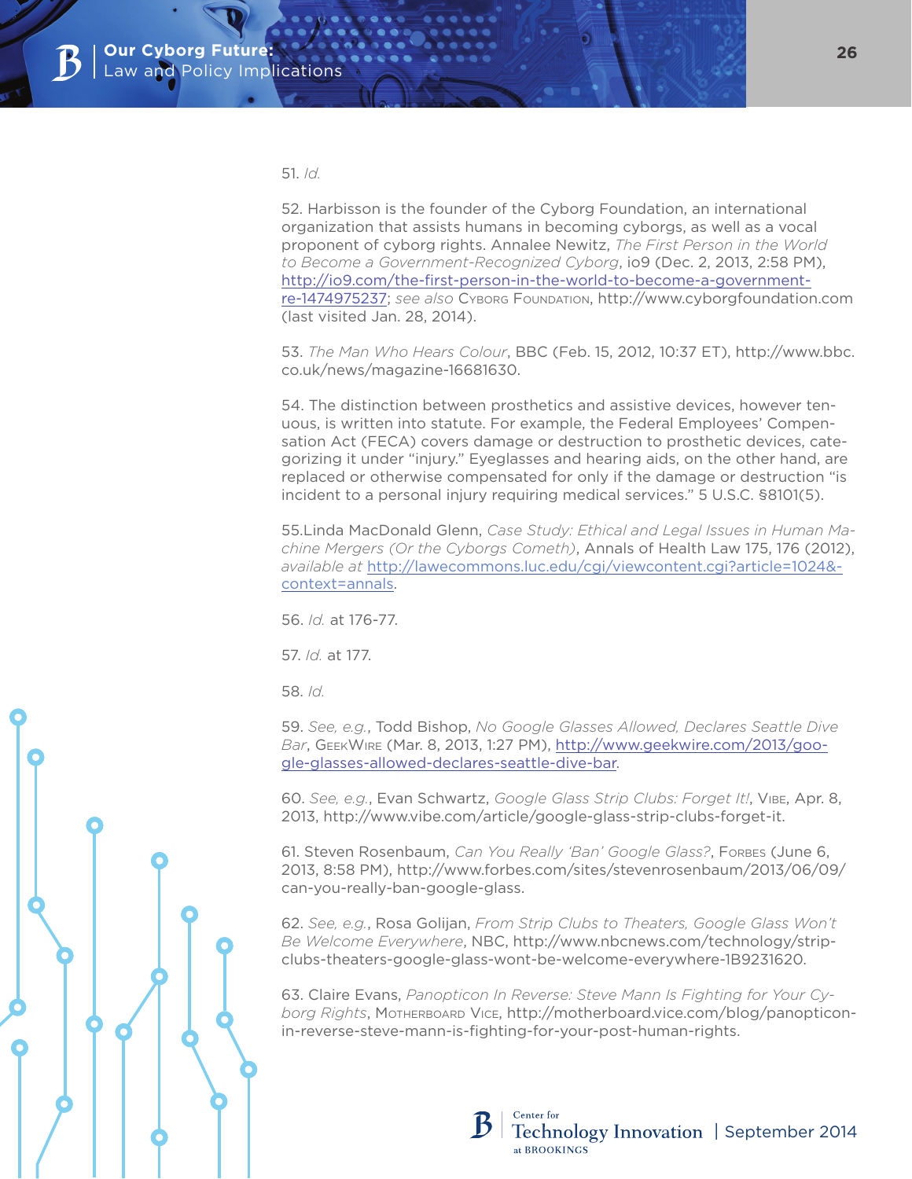51. *Id.*

52. Harbisson is the founder of the Cyborg Foundation, an international organization that assists humans in becoming cyborgs, as well as a vocal proponent of cyborg rights. Annalee Newitz, *The First Person in the World to Become a Government-Recognized Cyborg*, io9 (Dec. 2, 2013, 2:58 PM), http://io9.com/the-first-person-in-the-world-to-become-a-government-re-1474975237; *see also* Cyborg Foundation, http://www.cyborgfoundation.com (last visited Jan. 28, 2014).

53. *The Man Who Hears Colour*, BBC (Feb. 15, 2012, 10:37 ET), http://www.bbc.co.uk/news/magazine-16681630.

54. The distinction between prosthetics and assistive devices, however tenuous, is written into statute. For example, the Federal Employees' Compensation Act (FECA) covers damage or destruction to prosthetic devices, categorizing it under "injury." Eyeglasses and hearing aids, on the other hand, are replaced or otherwise compensated for only if the damage or destruction "is incident to a personal injury requiring medical services." 5 U.S.C. §8101(5).

55.Linda MacDonald Glenn, *Case Study: Ethical and Legal Issues in Human Machine Mergers (Or the Cyborgs Cometh)*, Annals of Health Law 175, 176 (2012), *available at* http://lawecommons.luc.edu/cgi/viewcontent.cgi?article=1024&context=annals.

56. *Id.* at 176-77.

57. *Id.* at 177.

58. *Id.*

59. *See, e.g.*, Todd Bishop, *No Google Glasses Allowed, Declares Seattle Dive Bar*, GeekWire (Mar. 8, 2013, 1:27 PM), http://www.geekwire.com/2013/google-glasses-allowed-declares-seattle-dive-bar.

60. *See, e.g.*, Evan Schwartz, *Google Glass Strip Clubs: Forget It!*, Vibe, Apr. 8, 2013, http://www.vibe.com/article/google-glass-strip-clubs-forget-it.

61. Steven Rosenbaum, *Can You Really 'Ban' Google Glass?*, Forbes (June 6, 2013, 8:58 PM), http://www.forbes.com/sites/stevenrosenbaum/2013/06/09/can-you-really-ban-google-glass.

62. *See, e.g.*, Rosa Golijan, *From Strip Clubs to Theaters, Google Glass Won't Be Welcome Everywhere*, NBC, http://www.nbcnews.com/technology/strip-clubs-theaters-google-glass-wont-be-welcome-everywhere-1B9231620.

63. Claire Evans, *Panopticon In Reverse: Steve Mann Is Fighting for Your Cyborg Rights*, Motherboard Vice, http://motherboard.vice.com/blog/panopticon-in-reverse-steve-mann-is-fighting-for-your-post-human-rights.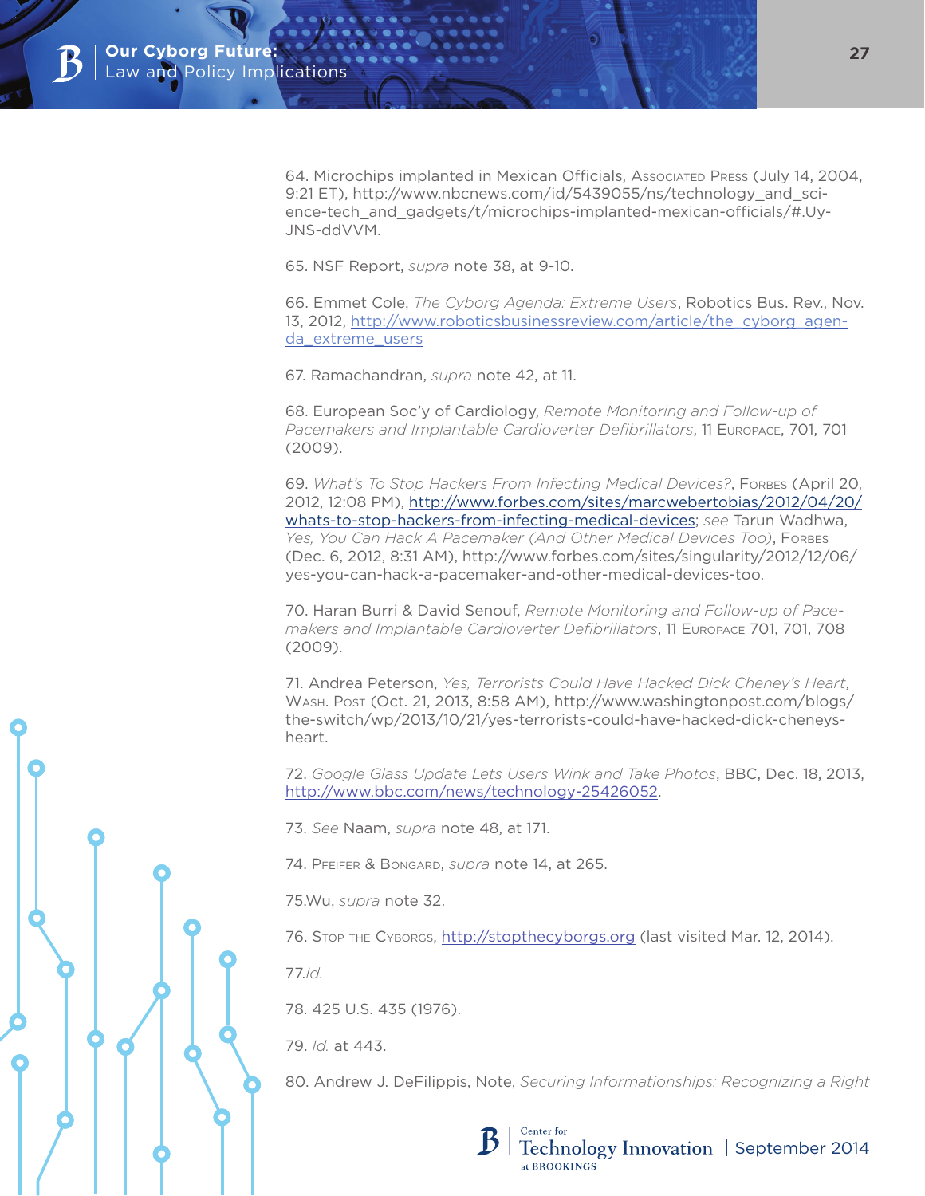64. Microchips implanted in Mexican Officials, Associated Press (July 14, 2004, 9:21 ET), http://www.nbcnews.com/id/5439055/ns/technology_and_science-tech_and_gadgets/t/microchips-implanted-mexican-officials/#.UyJNS-ddVVM.

65. NSF Report, *supra* note 38, at 9-10.

66. Emmet Cole, *The Cyborg Agenda: Extreme Users*, Robotics Bus. Rev., Nov. 13, 2012, http://www.roboticsbusinessreview.com/article/the_cyborg_agenda_extreme_users

67. Ramachandran, *supra* note 42, at 11.

68. European Soc'y of Cardiology, *Remote Monitoring and Follow-up of Pacemakers and Implantable Cardioverter Defibrillators*, 11 Europace, 701, 701 (2009).

69. *What's To Stop Hackers From Infecting Medical Devices?*, Forbes (April 20, 2012, 12:08 PM), http://www.forbes.com/sites/marcwebertobias/2012/04/20/whats-to-stop-hackers-from-infecting-medical-devices; *see* Tarun Wadhwa, *Yes, You Can Hack A Pacemaker (And Other Medical Devices Too)*, Forbes (Dec. 6, 2012, 8:31 AM), http://www.forbes.com/sites/singularity/2012/12/06/yes-you-can-hack-a-pacemaker-and-other-medical-devices-too.

70. Haran Burri & David Senouf, *Remote Monitoring and Follow-up of Pacemakers and Implantable Cardioverter Defibrillators*, 11 Europace 701, 701, 708 (2009).

71. Andrea Peterson, *Yes, Terrorists Could Have Hacked Dick Cheney's Heart*, Wash. Post (Oct. 21, 2013, 8:58 AM), http://www.washingtonpost.com/blogs/the-switch/wp/2013/10/21/yes-terrorists-could-have-hacked-dick-cheneys-heart.

72. *Google Glass Update Lets Users Wink and Take Photos*, BBC, Dec. 18, 2013, http://www.bbc.com/news/technology-25426052.

73. *See* Naam, *supra* note 48, at 171.

74. Pfeifer & Bongard, *supra* note 14, at 265.

75.Wu, *supra* note 32.

76. Stop the Cyborgs, http://stopthecyborgs.org (last visited Mar. 12, 2014).

77.*Id.*

78. 425 U.S. 435 (1976).

79. *Id.* at 443.

80. Andrew J. DeFilippis, Note, *Securing Informationships: Recognizing a Right*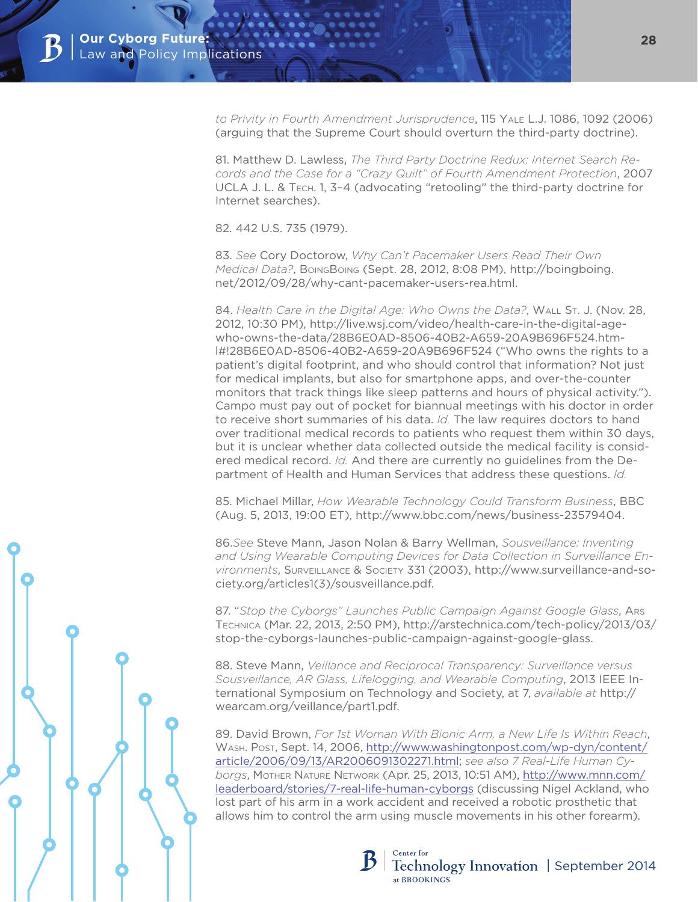*to Privity in Fourth Amendment Jurisprudence*, 115 Yale L.J. 1086, 1092 (2006) (arguing that the Supreme Court should overturn the third-party doctrine).

81. Matthew D. Lawless, *The Third Party Doctrine Redux: Internet Search Records and the Case for a "Crazy Quilt" of Fourth Amendment Protection*, 2007 UCLA J. L. & Tech. 1, 3–4 (advocating "retooling" the third-party doctrine for Internet searches).

82. 442 U.S. 735 (1979).

83. *See* Cory Doctorow, *Why Can't Pacemaker Users Read Their Own Medical Data?*, BoingBoing (Sept. 28, 2012, 8:08 PM), http://boingboing.net/2012/09/28/why-cant-pacemaker-users-rea.html.

84. *Health Care in the Digital Age: Who Owns the Data?*, Wall St. J. (Nov. 28, 2012, 10:30 PM), http://live.wsj.com/video/health-care-in-the-digital-age-who-owns-the-data/28B6E0AD-8506-40B2-A659-20A9B696F524.html#!28B6E0AD-8506-40B2-A659-20A9B696F524 ("Who owns the rights to a patient's digital footprint, and who should control that information? Not just for medical implants, but also for smartphone apps, and over-the-counter monitors that track things like sleep patterns and hours of physical activity."). Campo must pay out of pocket for biannual meetings with his doctor in order to receive short summaries of his data. *Id.* The law requires doctors to hand over traditional medical records to patients who request them within 30 days, but it is unclear whether data collected outside the medical facility is considered medical record. *Id.* And there are currently no guidelines from the Department of Health and Human Services that address these questions. *Id.*

85. Michael Millar, *How Wearable Technology Could Transform Business*, BBC (Aug. 5, 2013, 19:00 ET), http://www.bbc.com/news/business-23579404.

86.*See* Steve Mann, Jason Nolan & Barry Wellman, *Sousveillance: Inventing and Using Wearable Computing Devices for Data Collection in Surveillance Environments*, Surveillance & Society 331 (2003), http://www.surveillance-and-society.org/articles1(3)/sousveillance.pdf.

87. *"Stop the Cyborgs" Launches Public Campaign Against Google Glass*, Ars Technica (Mar. 22, 2013, 2:50 PM), http://arstechnica.com/tech-policy/2013/03/stop-the-cyborgs-launches-public-campaign-against-google-glass.

88. Steve Mann, *Veillance and Reciprocal Transparency: Surveillance versus Sousveillance, AR Glass, Lifelogging, and Wearable Computing*, 2013 IEEE International Symposium on Technology and Society, at 7, *available at* http://wearcam.org/veillance/part1.pdf.

89. David Brown, *For 1st Woman With Bionic Arm, a New Life Is Within Reach*, Wash. Post, Sept. 14, 2006, http://www.washingtonpost.com/wp-dyn/content/article/2006/09/13/AR2006091302271.html; *see also 7 Real-Life Human Cyborgs*, Mother Nature Network (Apr. 25, 2013, 10:51 AM), http://www.mnn.com/leaderboard/stories/7-real-life-human-cyborgs (discussing Nigel Ackland, who lost part of his arm in a work accident and received a robotic prosthetic that allows him to control the arm using muscle movements in his other forearm).